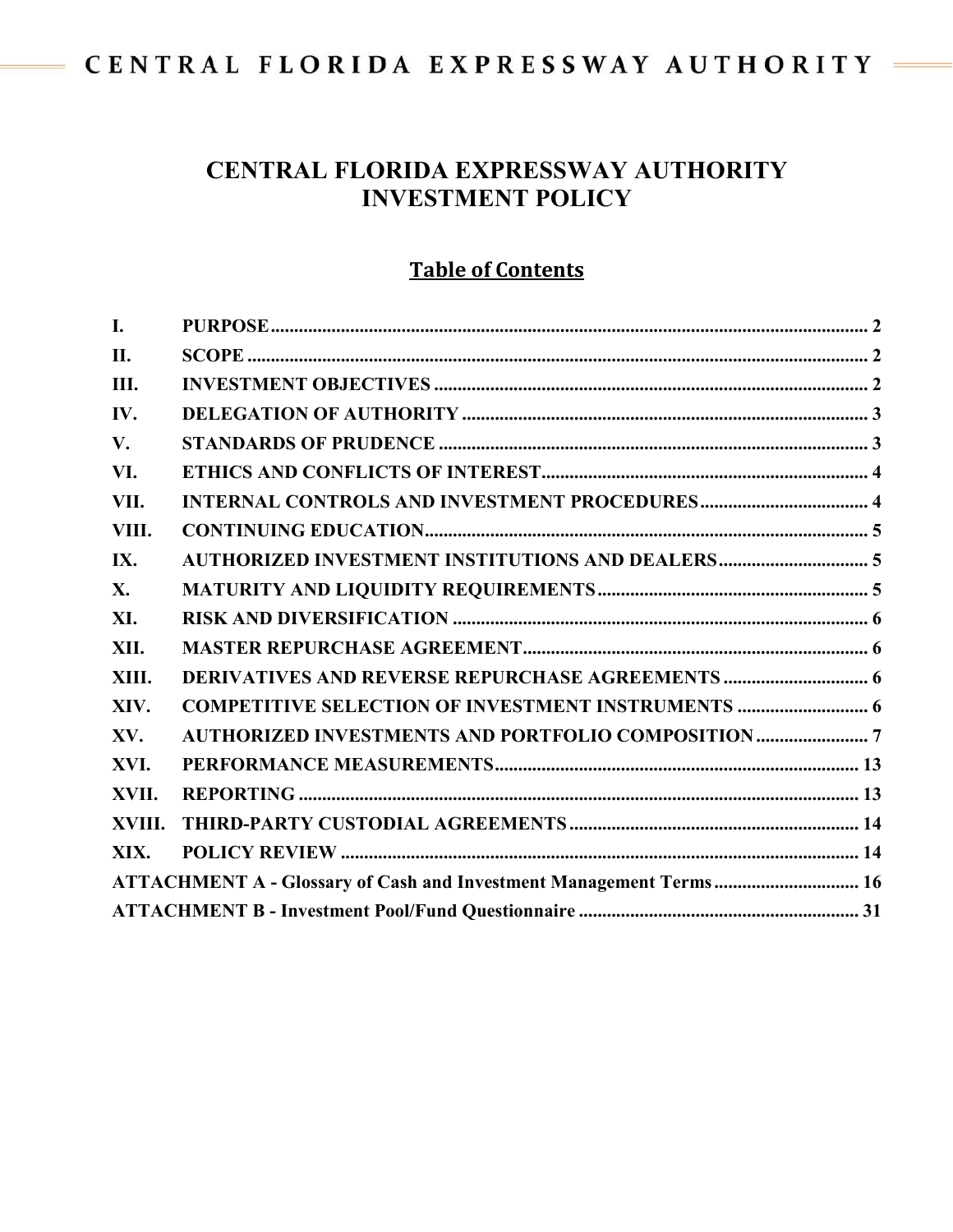# CENTRAL FLORIDA EXPRESSWAY AUTHORITY INVESTMENT POLICY

## Table of Contents

| | | |
|---|---|---|
| I. | PURPOSE | 2 |
| II. | SCOPE | 2 |
| III. | INVESTMENT OBJECTIVES | 2 |
| IV. | DELEGATION OF AUTHORITY | 3 |
| V. | STANDARDS OF PRUDENCE | 3 |
| VI. | ETHICS AND CONFLICTS OF INTEREST | 4 |
| VII. | INTERNAL CONTROLS AND INVESTMENT PROCEDURES | 4 |
| VIII. | CONTINUING EDUCATION | 5 |
| IX. | AUTHORIZED INVESTMENT INSTITUTIONS AND DEALERS | 5 |
| X. | MATURITY AND LIQUIDITY REQUIREMENTS | 5 |
| XI. | RISK AND DIVERSIFICATION | 6 |
| XII. | MASTER REPURCHASE AGREEMENT | 6 |
| XIII. | DERIVATIVES AND REVERSE REPURCHASE AGREEMENTS | 6 |
| XIV. | COMPETITIVE SELECTION OF INVESTMENT INSTRUMENTS | 6 |
| XV. | AUTHORIZED INVESTMENTS AND PORTFOLIO COMPOSITION | 7 |
| XVI. | PERFORMANCE MEASUREMENTS | 13 |
| XVII. | REPORTING | 13 |
| XVIII. | THIRD-PARTY CUSTODIAL AGREEMENTS | 14 |
| XIX. | POLICY REVIEW | 14 |
| ATTACHMENT A - Glossary of Cash and Investment Management Terms | | 16 |
| ATTACHMENT B - Investment Pool/Fund Questionnaire | | 31 |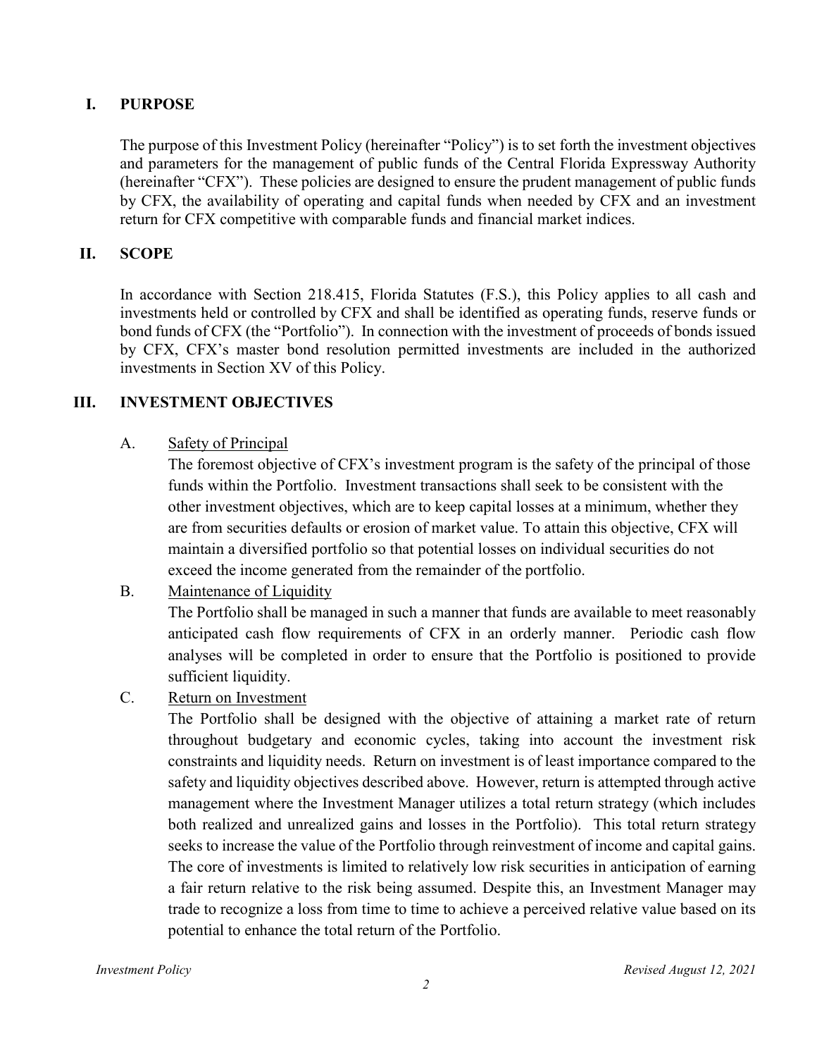## I. PURPOSE

The purpose of this Investment Policy (hereinafter "Policy") is to set forth the investment objectives and parameters for the management of public funds of the Central Florida Expressway Authority (hereinafter "CFX"). These policies are designed to ensure the prudent management of public funds by CFX, the availability of operating and capital funds when needed by CFX and an investment return for CFX competitive with comparable funds and financial market indices.

## II. SCOPE

In accordance with Section 218.415, Florida Statutes (F.S.), this Policy applies to all cash and investments held or controlled by CFX and shall be identified as operating funds, reserve funds or bond funds of CFX (the "Portfolio"). In connection with the investment of proceeds of bonds issued by CFX, CFX's master bond resolution permitted investments are included in the authorized investments in Section XV of this Policy.

## III. INVESTMENT OBJECTIVES

A. Safety of Principal

The foremost objective of CFX's investment program is the safety of the principal of those funds within the Portfolio. Investment transactions shall seek to be consistent with the other investment objectives, which are to keep capital losses at a minimum, whether they are from securities defaults or erosion of market value. To attain this objective, CFX will maintain a diversified portfolio so that potential losses on individual securities do not exceed the income generated from the remainder of the portfolio.

B. Maintenance of Liquidity

The Portfolio shall be managed in such a manner that funds are available to meet reasonably anticipated cash flow requirements of CFX in an orderly manner. Periodic cash flow analyses will be completed in order to ensure that the Portfolio is positioned to provide sufficient liquidity.

C. Return on Investment

The Portfolio shall be designed with the objective of attaining a market rate of return throughout budgetary and economic cycles, taking into account the investment risk constraints and liquidity needs. Return on investment is of least importance compared to the safety and liquidity objectives described above. However, return is attempted through active management where the Investment Manager utilizes a total return strategy (which includes both realized and unrealized gains and losses in the Portfolio). This total return strategy seeks to increase the value of the Portfolio through reinvestment of income and capital gains. The core of investments is limited to relatively low risk securities in anticipation of earning a fair return relative to the risk being assumed. Despite this, an Investment Manager may trade to recognize a loss from time to time to achieve a perceived relative value based on its potential to enhance the total return of the Portfolio.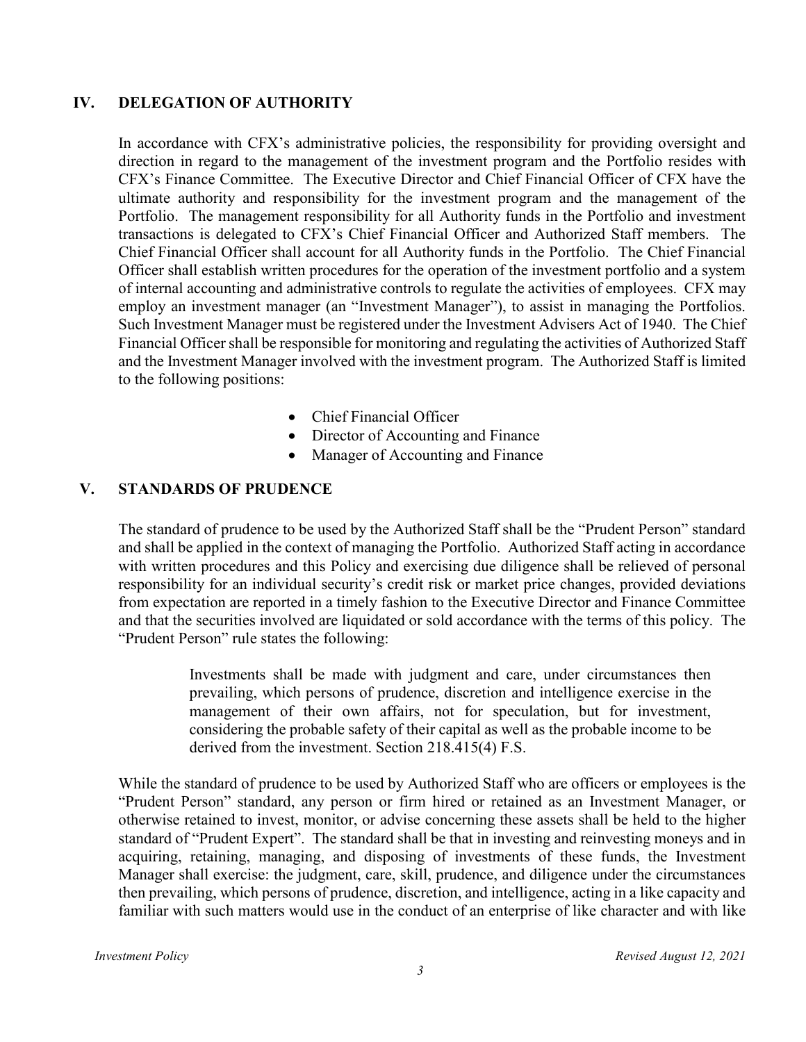## IV. DELEGATION OF AUTHORITY

In accordance with CFX's administrative policies, the responsibility for providing oversight and direction in regard to the management of the investment program and the Portfolio resides with CFX's Finance Committee. The Executive Director and Chief Financial Officer of CFX have the ultimate authority and responsibility for the investment program and the management of the Portfolio. The management responsibility for all Authority funds in the Portfolio and investment transactions is delegated to CFX's Chief Financial Officer and Authorized Staff members. The Chief Financial Officer shall account for all Authority funds in the Portfolio. The Chief Financial Officer shall establish written procedures for the operation of the investment portfolio and a system of internal accounting and administrative controls to regulate the activities of employees. CFX may employ an investment manager (an "Investment Manager"), to assist in managing the Portfolios. Such Investment Manager must be registered under the Investment Advisers Act of 1940. The Chief Financial Officer shall be responsible for monitoring and regulating the activities of Authorized Staff and the Investment Manager involved with the investment program. The Authorized Staff is limited to the following positions:

- Chief Financial Officer
- Director of Accounting and Finance
- Manager of Accounting and Finance

## V. STANDARDS OF PRUDENCE

The standard of prudence to be used by the Authorized Staff shall be the "Prudent Person" standard and shall be applied in the context of managing the Portfolio. Authorized Staff acting in accordance with written procedures and this Policy and exercising due diligence shall be relieved of personal responsibility for an individual security's credit risk or market price changes, provided deviations from expectation are reported in a timely fashion to the Executive Director and Finance Committee and that the securities involved are liquidated or sold accordance with the terms of this policy. The "Prudent Person" rule states the following:

> Investments shall be made with judgment and care, under circumstances then prevailing, which persons of prudence, discretion and intelligence exercise in the management of their own affairs, not for speculation, but for investment, considering the probable safety of their capital as well as the probable income to be derived from the investment. Section 218.415(4) F.S.

While the standard of prudence to be used by Authorized Staff who are officers or employees is the "Prudent Person" standard, any person or firm hired or retained as an Investment Manager, or otherwise retained to invest, monitor, or advise concerning these assets shall be held to the higher standard of "Prudent Expert". The standard shall be that in investing and reinvesting moneys and in acquiring, retaining, managing, and disposing of investments of these funds, the Investment Manager shall exercise: the judgment, care, skill, prudence, and diligence under the circumstances then prevailing, which persons of prudence, discretion, and intelligence, acting in a like capacity and familiar with such matters would use in the conduct of an enterprise of like character and with like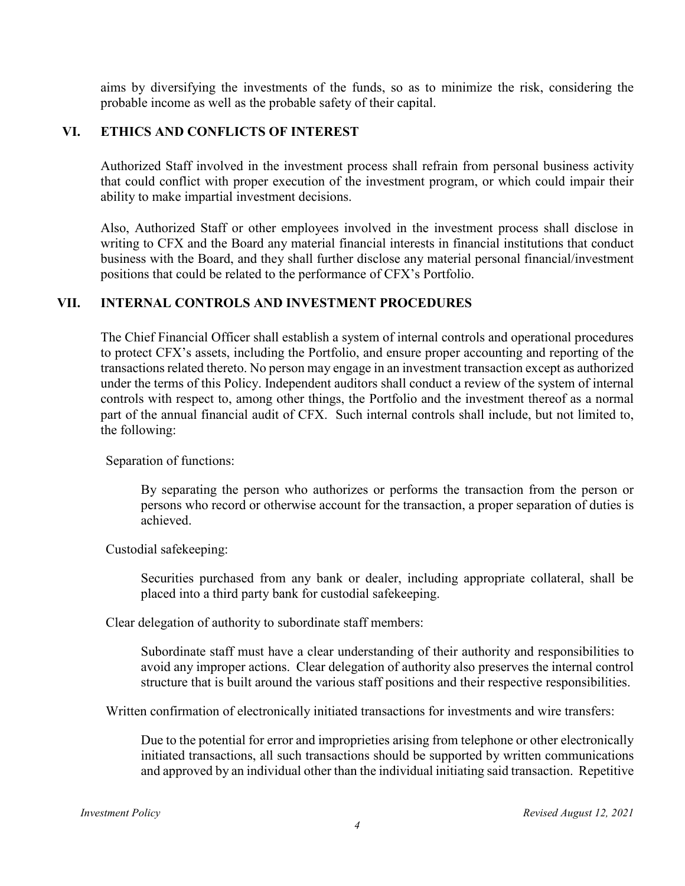aims by diversifying the investments of the funds, so as to minimize the risk, considering the probable income as well as the probable safety of their capital.

## VI. ETHICS AND CONFLICTS OF INTEREST

Authorized Staff involved in the investment process shall refrain from personal business activity that could conflict with proper execution of the investment program, or which could impair their ability to make impartial investment decisions.

Also, Authorized Staff or other employees involved in the investment process shall disclose in writing to CFX and the Board any material financial interests in financial institutions that conduct business with the Board, and they shall further disclose any material personal financial/investment positions that could be related to the performance of CFX's Portfolio.

## VII. INTERNAL CONTROLS AND INVESTMENT PROCEDURES

The Chief Financial Officer shall establish a system of internal controls and operational procedures to protect CFX's assets, including the Portfolio, and ensure proper accounting and reporting of the transactions related thereto. No person may engage in an investment transaction except as authorized under the terms of this Policy. Independent auditors shall conduct a review of the system of internal controls with respect to, among other things, the Portfolio and the investment thereof as a normal part of the annual financial audit of CFX. Such internal controls shall include, but not limited to, the following:

Separation of functions:

By separating the person who authorizes or performs the transaction from the person or persons who record or otherwise account for the transaction, a proper separation of duties is achieved.

Custodial safekeeping:

Securities purchased from any bank or dealer, including appropriate collateral, shall be placed into a third party bank for custodial safekeeping.

Clear delegation of authority to subordinate staff members:

Subordinate staff must have a clear understanding of their authority and responsibilities to avoid any improper actions. Clear delegation of authority also preserves the internal control structure that is built around the various staff positions and their respective responsibilities.

Written confirmation of electronically initiated transactions for investments and wire transfers:

Due to the potential for error and improprieties arising from telephone or other electronically initiated transactions, all such transactions should be supported by written communications and approved by an individual other than the individual initiating said transaction. Repetitive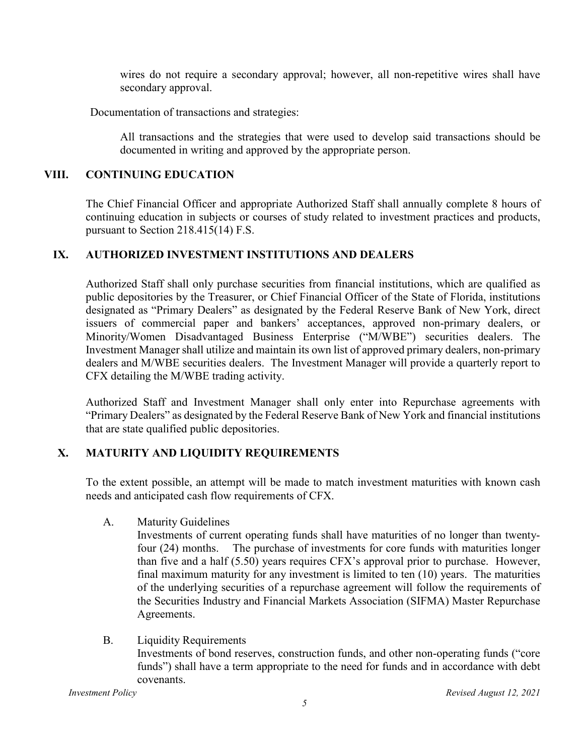wires do not require a secondary approval; however, all non-repetitive wires shall have secondary approval.

Documentation of transactions and strategies:

All transactions and the strategies that were used to develop said transactions should be documented in writing and approved by the appropriate person.

## VIII. CONTINUING EDUCATION

The Chief Financial Officer and appropriate Authorized Staff shall annually complete 8 hours of continuing education in subjects or courses of study related to investment practices and products, pursuant to Section 218.415(14) F.S.

## IX. AUTHORIZED INVESTMENT INSTITUTIONS AND DEALERS

Authorized Staff shall only purchase securities from financial institutions, which are qualified as public depositories by the Treasurer, or Chief Financial Officer of the State of Florida, institutions designated as "Primary Dealers" as designated by the Federal Reserve Bank of New York, direct issuers of commercial paper and bankers' acceptances, approved non-primary dealers, or Minority/Women Disadvantaged Business Enterprise ("M/WBE") securities dealers. The Investment Manager shall utilize and maintain its own list of approved primary dealers, non-primary dealers and M/WBE securities dealers. The Investment Manager will provide a quarterly report to CFX detailing the M/WBE trading activity.

Authorized Staff and Investment Manager shall only enter into Repurchase agreements with "Primary Dealers" as designated by the Federal Reserve Bank of New York and financial institutions that are state qualified public depositories.

## X. MATURITY AND LIQUIDITY REQUIREMENTS

To the extent possible, an attempt will be made to match investment maturities with known cash needs and anticipated cash flow requirements of CFX.

A. Maturity Guidelines

Investments of current operating funds shall have maturities of no longer than twenty-four (24) months. The purchase of investments for core funds with maturities longer than five and a half (5.50) years requires CFX's approval prior to purchase. However, final maximum maturity for any investment is limited to ten (10) years. The maturities of the underlying securities of a repurchase agreement will follow the requirements of the Securities Industry and Financial Markets Association (SIFMA) Master Repurchase Agreements.

B. Liquidity Requirements

Investments of bond reserves, construction funds, and other non-operating funds ("core funds") shall have a term appropriate to the need for funds and in accordance with debt covenants.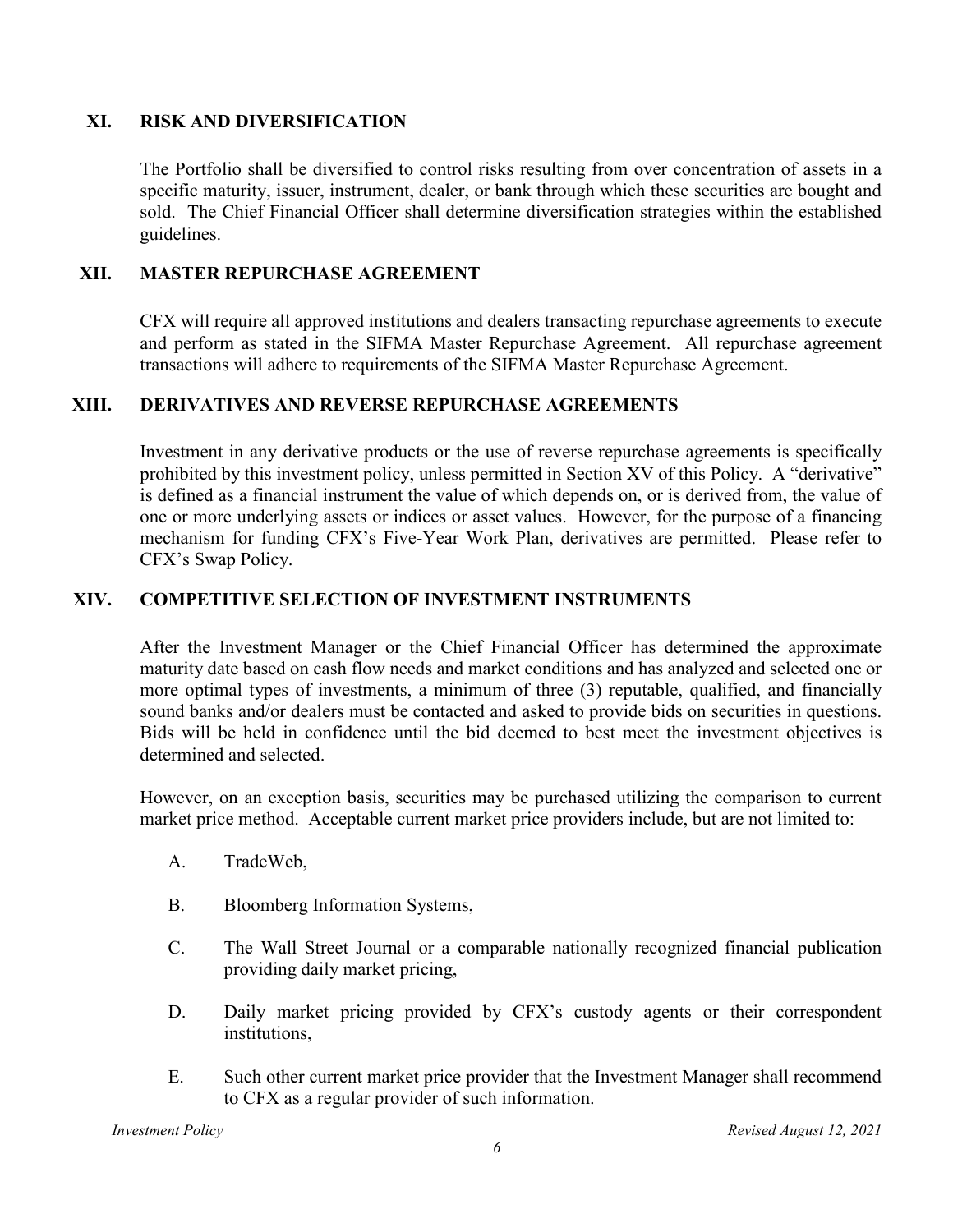## XI. RISK AND DIVERSIFICATION

The Portfolio shall be diversified to control risks resulting from over concentration of assets in a specific maturity, issuer, instrument, dealer, or bank through which these securities are bought and sold. The Chief Financial Officer shall determine diversification strategies within the established guidelines.

## XII. MASTER REPURCHASE AGREEMENT

CFX will require all approved institutions and dealers transacting repurchase agreements to execute and perform as stated in the SIFMA Master Repurchase Agreement. All repurchase agreement transactions will adhere to requirements of the SIFMA Master Repurchase Agreement.

## XIII. DERIVATIVES AND REVERSE REPURCHASE AGREEMENTS

Investment in any derivative products or the use of reverse repurchase agreements is specifically prohibited by this investment policy, unless permitted in Section XV of this Policy. A "derivative" is defined as a financial instrument the value of which depends on, or is derived from, the value of one or more underlying assets or indices or asset values. However, for the purpose of a financing mechanism for funding CFX's Five-Year Work Plan, derivatives are permitted. Please refer to CFX's Swap Policy.

## XIV. COMPETITIVE SELECTION OF INVESTMENT INSTRUMENTS

After the Investment Manager or the Chief Financial Officer has determined the approximate maturity date based on cash flow needs and market conditions and has analyzed and selected one or more optimal types of investments, a minimum of three (3) reputable, qualified, and financially sound banks and/or dealers must be contacted and asked to provide bids on securities in questions. Bids will be held in confidence until the bid deemed to best meet the investment objectives is determined and selected.

However, on an exception basis, securities may be purchased utilizing the comparison to current market price method. Acceptable current market price providers include, but are not limited to:

A. TradeWeb,

B. Bloomberg Information Systems,

C. The Wall Street Journal or a comparable nationally recognized financial publication providing daily market pricing,

D. Daily market pricing provided by CFX's custody agents or their correspondent institutions,

E. Such other current market price provider that the Investment Manager shall recommend to CFX as a regular provider of such information.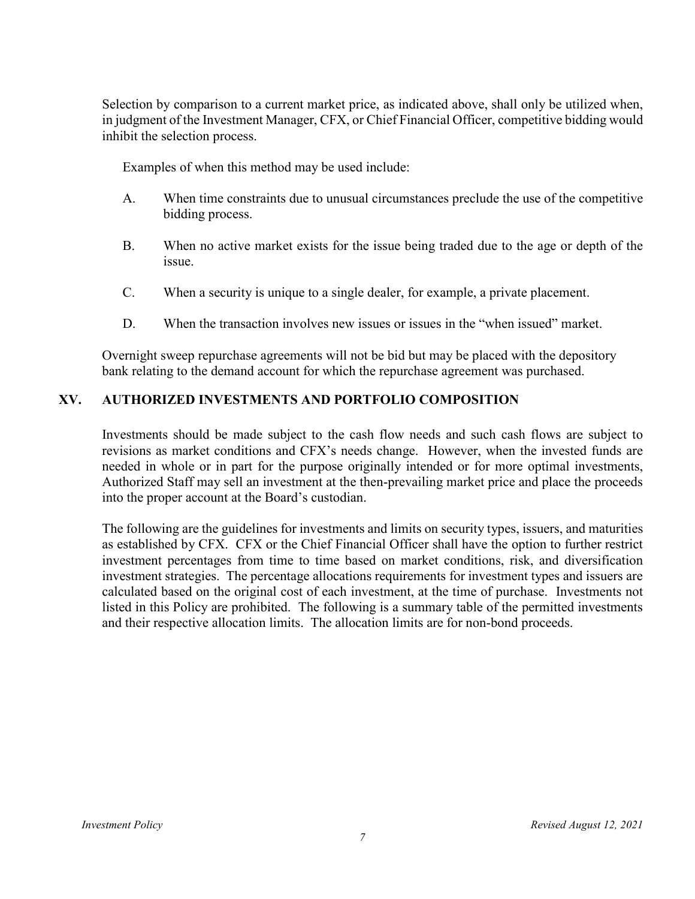Selection by comparison to a current market price, as indicated above, shall only be utilized when, in judgment of the Investment Manager, CFX, or Chief Financial Officer, competitive bidding would inhibit the selection process.

Examples of when this method may be used include:

A. When time constraints due to unusual circumstances preclude the use of the competitive bidding process.

B. When no active market exists for the issue being traded due to the age or depth of the issue.

C. When a security is unique to a single dealer, for example, a private placement.

D. When the transaction involves new issues or issues in the "when issued" market.

Overnight sweep repurchase agreements will not be bid but may be placed with the depository bank relating to the demand account for which the repurchase agreement was purchased.

## XV. AUTHORIZED INVESTMENTS AND PORTFOLIO COMPOSITION

Investments should be made subject to the cash flow needs and such cash flows are subject to revisions as market conditions and CFX's needs change. However, when the invested funds are needed in whole or in part for the purpose originally intended or for more optimal investments, Authorized Staff may sell an investment at the then-prevailing market price and place the proceeds into the proper account at the Board's custodian.

The following are the guidelines for investments and limits on security types, issuers, and maturities as established by CFX. CFX or the Chief Financial Officer shall have the option to further restrict investment percentages from time to time based on market conditions, risk, and diversification investment strategies. The percentage allocations requirements for investment types and issuers are calculated based on the original cost of each investment, at the time of purchase. Investments not listed in this Policy are prohibited. The following is a summary table of the permitted investments and their respective allocation limits. The allocation limits are for non-bond proceeds.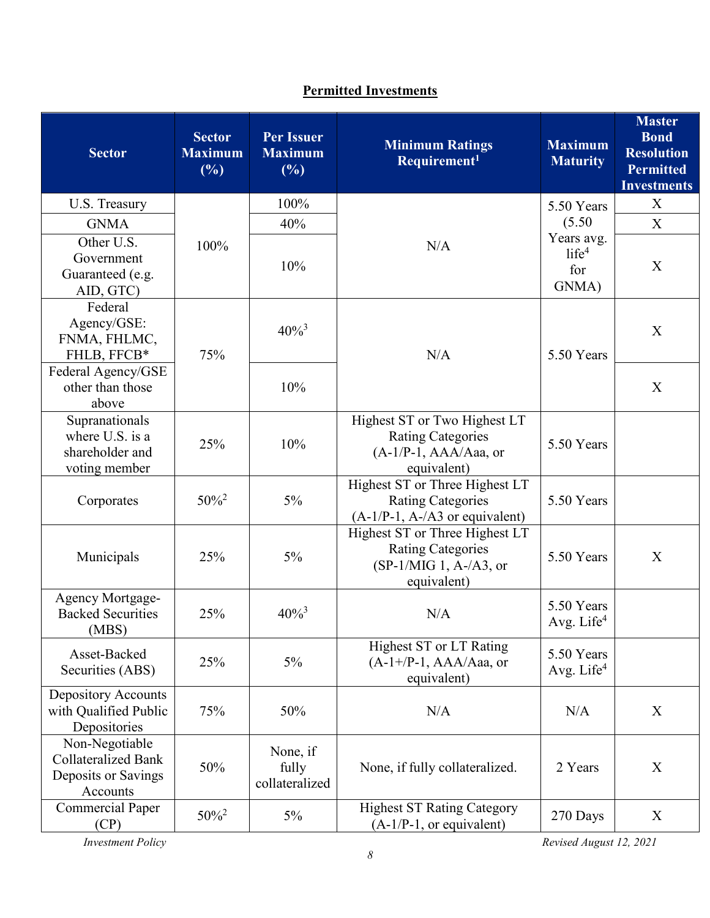**Permitted Investments**

| Sector | Sector Maximum (%) | Per Issuer Maximum (%) | Minimum Ratings Requirement[1] | Maximum Maturity | Master Bond Resolution Permitted Investments |
|---|---|---|---|---|---|
| U.S. Treasury | 100% | 100% | N/A | 5.50 Years (5.50 Years avg. life[4] for GNMA) | X |
| GNMA | | 40% | | | X |
| Other U.S. Government Guaranteed (e.g. AID, GTC) | | 10% | | | X |
| Federal Agency/GSE: FNMA, FHLMC, FHLB, FFCB* | 75% | 40%[3] | N/A | 5.50 Years | X |
| Federal Agency/GSE other than those above | | 10% | | | X |
| Supranationals where U.S. is a shareholder and voting member | 25% | 10% | Highest ST or Two Highest LT Rating Categories (A-1/P-1, AAA/Aaa, or equivalent) | 5.50 Years | |
| Corporates | 50%[2] | 5% | Highest ST or Three Highest LT Rating Categories (A-1/P-1, A-/A3 or equivalent) | 5.50 Years | |
| Municipals | 25% | 5% | Highest ST or Three Highest LT Rating Categories (SP-1/MIG 1, A-/A3, or equivalent) | 5.50 Years | X |
| Agency Mortgage-Backed Securities (MBS) | 25% | 40%[3] | N/A | 5.50 Years Avg. Life[4] | |
| Asset-Backed Securities (ABS) | 25% | 5% | Highest ST or LT Rating (A-1+/P-1, AAA/Aaa, or equivalent) | 5.50 Years Avg. Life[4] | |
| Depository Accounts with Qualified Public Depositories | 75% | 50% | N/A | N/A | X |
| Non-Negotiable Collateralized Bank Deposits or Savings Accounts | 50% | None, if fully collateralized | None, if fully collateralized. | 2 Years | X |
| Commercial Paper (CP) | 50%[2] | 5% | Highest ST Rating Category (A-1/P-1, or equivalent) | 270 Days | X |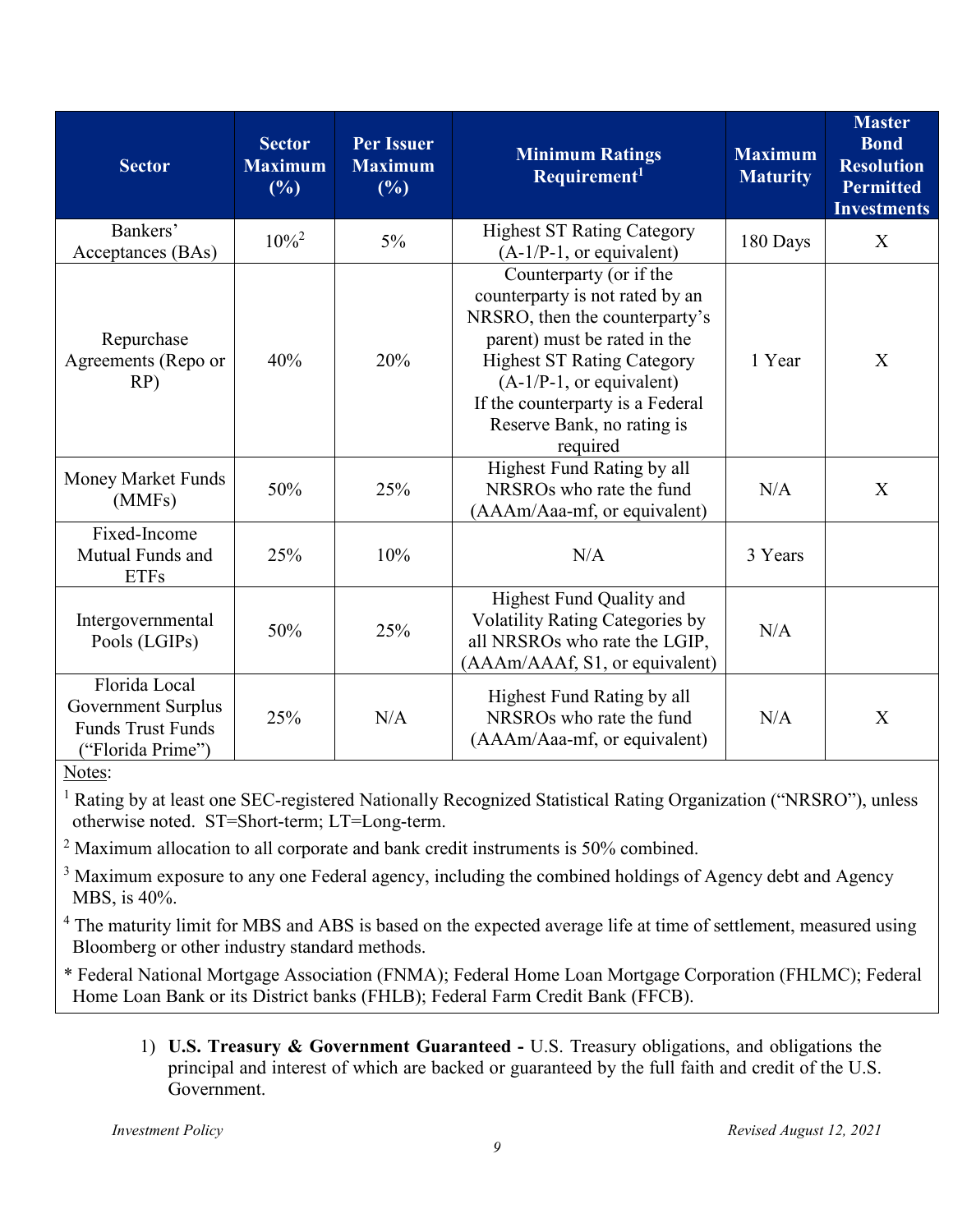| Sector | Sector Maximum (%) | Per Issuer Maximum (%) | Minimum Ratings Requirement[1] | Maximum Maturity | Master Bond Resolution Permitted Investments |
|---|---|---|---|---|---|
| Bankers' Acceptances (BAs) | 10%[2] | 5% | Highest ST Rating Category (A-1/P-1, or equivalent) | 180 Days | X |
| Repurchase Agreements (Repo or RP) | 40% | 20% | Counterparty (or if the counterparty is not rated by an NRSRO, then the counterparty's parent) must be rated in the Highest ST Rating Category (A-1/P-1, or equivalent) If the counterparty is a Federal Reserve Bank, no rating is required | 1 Year | X |
| Money Market Funds (MMFs) | 50% | 25% | Highest Fund Rating by all NRSROs who rate the fund (AAAm/Aaa-mf, or equivalent) | N/A | X |
| Fixed-Income Mutual Funds and ETFs | 25% | 10% | N/A | 3 Years | |
| Intergovernmental Pools (LGIPs) | 50% | 25% | Highest Fund Quality and Volatility Rating Categories by all NRSROs who rate the LGIP, (AAAm/AAAf, S1, or equivalent) | N/A | |
| Florida Local Government Surplus Funds Trust Funds ("Florida Prime") | 25% | N/A | Highest Fund Rating by all NRSROs who rate the fund (AAAm/Aaa-mf, or equivalent) | N/A | X |

Notes:

[1] Rating by at least one SEC-registered Nationally Recognized Statistical Rating Organization ("NRSRO"), unless otherwise noted. ST=Short-term; LT=Long-term.

[2] Maximum allocation to all corporate and bank credit instruments is 50% combined.

[3] Maximum exposure to any one Federal agency, including the combined holdings of Agency debt and Agency MBS, is 40%.

[4] The maturity limit for MBS and ABS is based on the expected average life at time of settlement, measured using Bloomberg or other industry standard methods.

* Federal National Mortgage Association (FNMA); Federal Home Loan Mortgage Corporation (FHLMC); Federal Home Loan Bank or its District banks (FHLB); Federal Farm Credit Bank (FFCB).

1) **U.S. Treasury & Government Guaranteed -** U.S. Treasury obligations, and obligations the principal and interest of which are backed or guaranteed by the full faith and credit of the U.S. Government.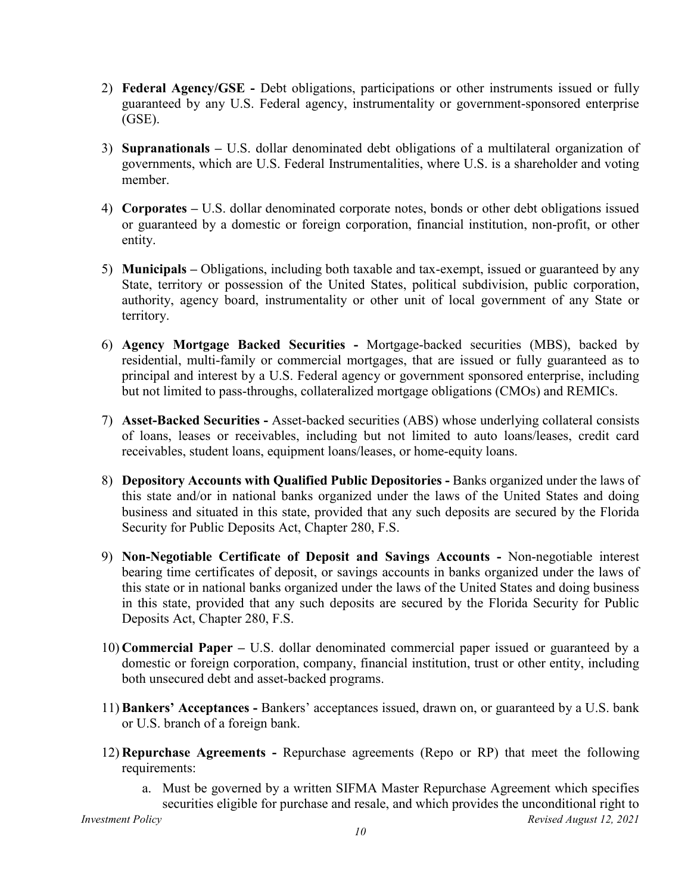2) **Federal Agency/GSE -** Debt obligations, participations or other instruments issued or fully guaranteed by any U.S. Federal agency, instrumentality or government-sponsored enterprise (GSE).

3) **Supranationals –** U.S. dollar denominated debt obligations of a multilateral organization of governments, which are U.S. Federal Instrumentalities, where U.S. is a shareholder and voting member.

4) **Corporates –** U.S. dollar denominated corporate notes, bonds or other debt obligations issued or guaranteed by a domestic or foreign corporation, financial institution, non-profit, or other entity.

5) **Municipals –** Obligations, including both taxable and tax-exempt, issued or guaranteed by any State, territory or possession of the United States, political subdivision, public corporation, authority, agency board, instrumentality or other unit of local government of any State or territory.

6) **Agency Mortgage Backed Securities -** Mortgage-backed securities (MBS), backed by residential, multi-family or commercial mortgages, that are issued or fully guaranteed as to principal and interest by a U.S. Federal agency or government sponsored enterprise, including but not limited to pass-throughs, collateralized mortgage obligations (CMOs) and REMICs.

7) **Asset-Backed Securities -** Asset-backed securities (ABS) whose underlying collateral consists of loans, leases or receivables, including but not limited to auto loans/leases, credit card receivables, student loans, equipment loans/leases, or home-equity loans.

8) **Depository Accounts with Qualified Public Depositories -** Banks organized under the laws of this state and/or in national banks organized under the laws of the United States and doing business and situated in this state, provided that any such deposits are secured by the Florida Security for Public Deposits Act, Chapter 280, F.S.

9) **Non-Negotiable Certificate of Deposit and Savings Accounts -** Non-negotiable interest bearing time certificates of deposit, or savings accounts in banks organized under the laws of this state or in national banks organized under the laws of the United States and doing business in this state, provided that any such deposits are secured by the Florida Security for Public Deposits Act, Chapter 280, F.S.

10) **Commercial Paper –** U.S. dollar denominated commercial paper issued or guaranteed by a domestic or foreign corporation, company, financial institution, trust or other entity, including both unsecured debt and asset-backed programs.

11) **Bankers' Acceptances -** Bankers' acceptances issued, drawn on, or guaranteed by a U.S. bank or U.S. branch of a foreign bank.

12) **Repurchase Agreements -** Repurchase agreements (Repo or RP) that meet the following requirements:

    a. Must be governed by a written SIFMA Master Repurchase Agreement which specifies securities eligible for purchase and resale, and which provides the unconditional right to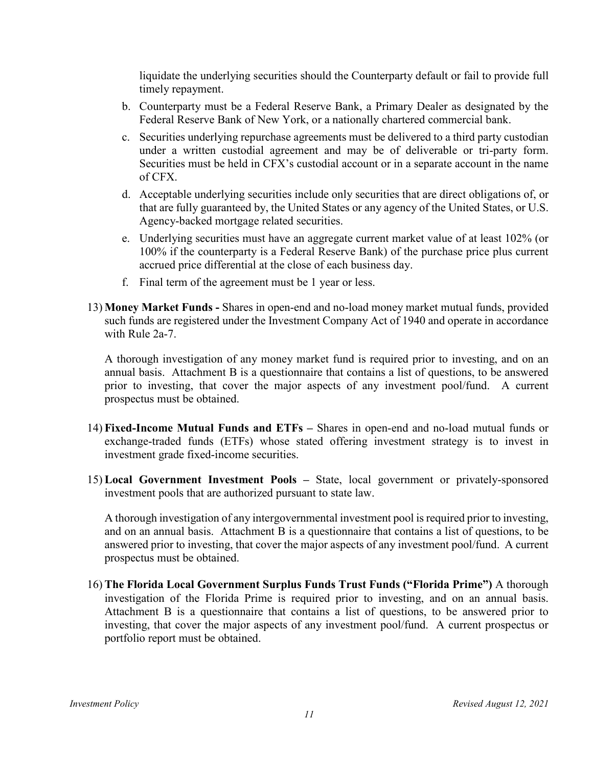liquidate the underlying securities should the Counterparty default or fail to provide full timely repayment.

b. Counterparty must be a Federal Reserve Bank, a Primary Dealer as designated by the Federal Reserve Bank of New York, or a nationally chartered commercial bank.

c. Securities underlying repurchase agreements must be delivered to a third party custodian under a written custodial agreement and may be of deliverable or tri-party form. Securities must be held in CFX's custodial account or in a separate account in the name of CFX.

d. Acceptable underlying securities include only securities that are direct obligations of, or that are fully guaranteed by, the United States or any agency of the United States, or U.S. Agency-backed mortgage related securities.

e. Underlying securities must have an aggregate current market value of at least 102% (or 100% if the counterparty is a Federal Reserve Bank) of the purchase price plus current accrued price differential at the close of each business day.

f. Final term of the agreement must be 1 year or less.

13) **Money Market Funds -** Shares in open-end and no-load money market mutual funds, provided such funds are registered under the Investment Company Act of 1940 and operate in accordance with Rule 2a-7.

    A thorough investigation of any money market fund is required prior to investing, and on an annual basis. Attachment B is a questionnaire that contains a list of questions, to be answered prior to investing, that cover the major aspects of any investment pool/fund. A current prospectus must be obtained.

14) **Fixed-Income Mutual Funds and ETFs –** Shares in open-end and no-load mutual funds or exchange-traded funds (ETFs) whose stated offering investment strategy is to invest in investment grade fixed-income securities.

15) **Local Government Investment Pools –** State, local government or privately-sponsored investment pools that are authorized pursuant to state law.

    A thorough investigation of any intergovernmental investment pool is required prior to investing, and on an annual basis. Attachment B is a questionnaire that contains a list of questions, to be answered prior to investing, that cover the major aspects of any investment pool/fund. A current prospectus must be obtained.

16) **The Florida Local Government Surplus Funds Trust Funds ("Florida Prime")** A thorough investigation of the Florida Prime is required prior to investing, and on an annual basis. Attachment B is a questionnaire that contains a list of questions, to be answered prior to investing, that cover the major aspects of any investment pool/fund. A current prospectus or portfolio report must be obtained.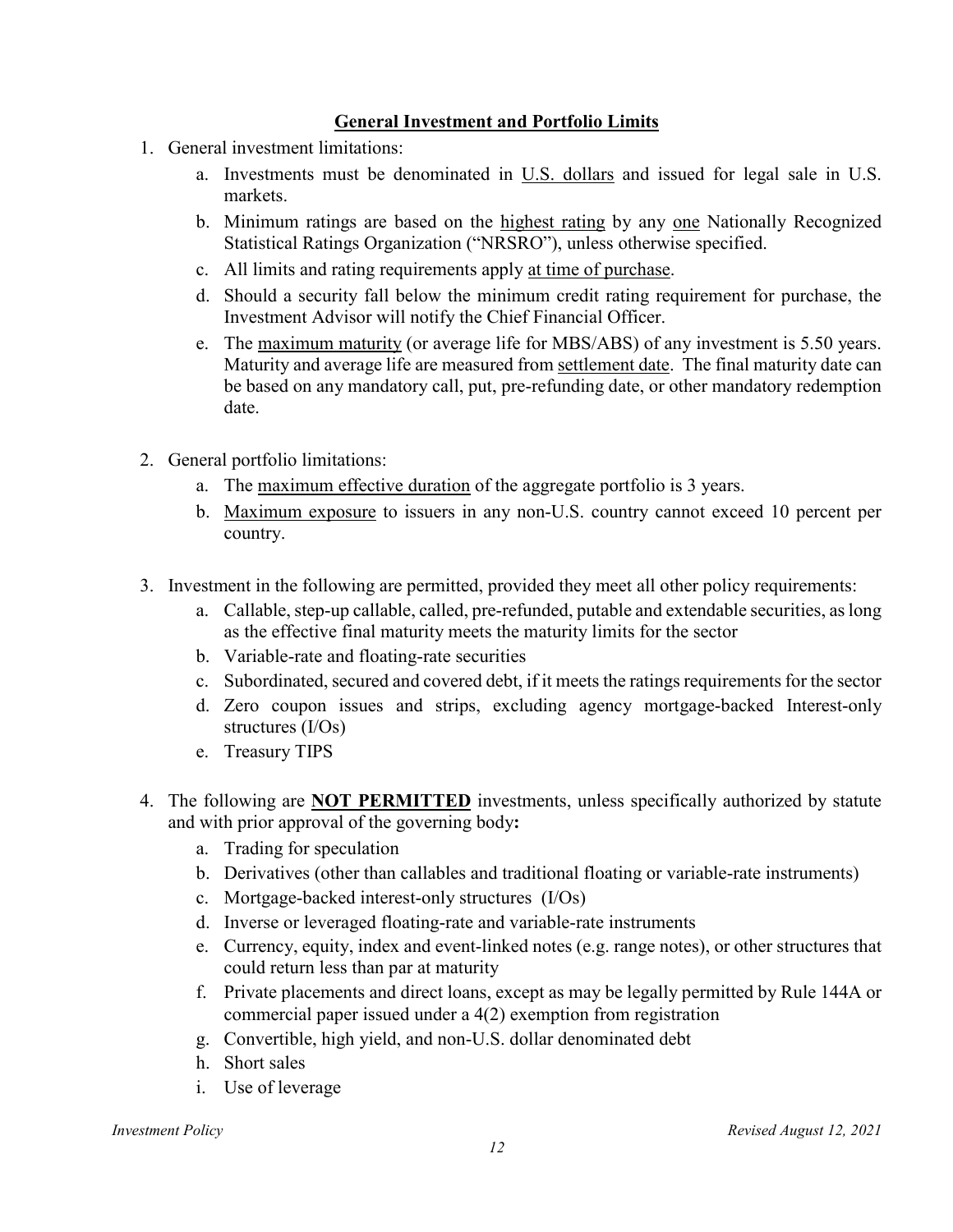## General Investment and Portfolio Limits

1. General investment limitations:
    a. Investments must be denominated in <u>U.S. dollars</u> and issued for legal sale in U.S. markets.
    b. Minimum ratings are based on the <u>highest rating</u> by any <u>one</u> Nationally Recognized Statistical Ratings Organization ("NRSRO"), unless otherwise specified.
    c. All limits and rating requirements apply <u>at time of purchase</u>.
    d. Should a security fall below the minimum credit rating requirement for purchase, the Investment Advisor will notify the Chief Financial Officer.
    e. The <u>maximum maturity</u> (or average life for MBS/ABS) of any investment is 5.50 years. Maturity and average life are measured from <u>settlement date</u>. The final maturity date can be based on any mandatory call, put, pre-refunding date, or other mandatory redemption date.

2. General portfolio limitations:
    a. The <u>maximum effective duration</u> of the aggregate portfolio is 3 years.
    b. <u>Maximum exposure</u> to issuers in any non-U.S. country cannot exceed 10 percent per country.

3. Investment in the following are permitted, provided they meet all other policy requirements:
    a. Callable, step-up callable, called, pre-refunded, putable and extendable securities, as long as the effective final maturity meets the maturity limits for the sector
    b. Variable-rate and floating-rate securities
    c. Subordinated, secured and covered debt, if it meets the ratings requirements for the sector
    d. Zero coupon issues and strips, excluding agency mortgage-backed Interest-only structures (I/Os)
    e. Treasury TIPS

4. The following are **<u>NOT PERMITTED</u>** investments, unless specifically authorized by statute and with prior approval of the governing body**:**
    a. Trading for speculation
    b. Derivatives (other than callables and traditional floating or variable-rate instruments)
    c. Mortgage-backed interest-only structures (I/Os)
    d. Inverse or leveraged floating-rate and variable-rate instruments
    e. Currency, equity, index and event-linked notes (e.g. range notes), or other structures that could return less than par at maturity
    f. Private placements and direct loans, except as may be legally permitted by Rule 144A or commercial paper issued under a 4(2) exemption from registration
    g. Convertible, high yield, and non-U.S. dollar denominated debt
    h. Short sales
    i. Use of leverage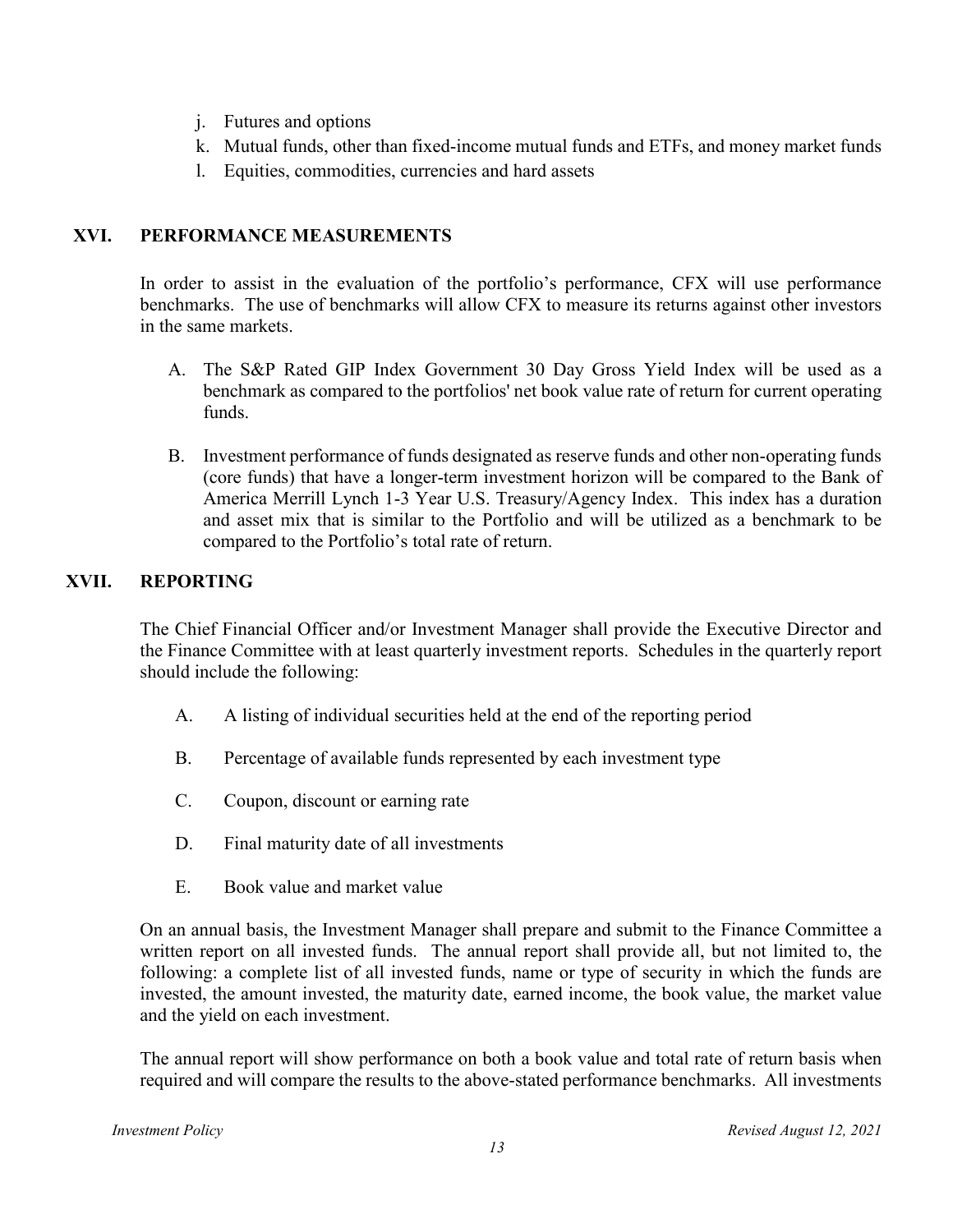j. Futures and options
k. Mutual funds, other than fixed-income mutual funds and ETFs, and money market funds
l. Equities, commodities, currencies and hard assets

## XVI. PERFORMANCE MEASUREMENTS

In order to assist in the evaluation of the portfolio's performance, CFX will use performance benchmarks. The use of benchmarks will allow CFX to measure its returns against other investors in the same markets.

A. The S&P Rated GIP Index Government 30 Day Gross Yield Index will be used as a benchmark as compared to the portfolios' net book value rate of return for current operating funds.

B. Investment performance of funds designated as reserve funds and other non-operating funds (core funds) that have a longer-term investment horizon will be compared to the Bank of America Merrill Lynch 1-3 Year U.S. Treasury/Agency Index. This index has a duration and asset mix that is similar to the Portfolio and will be utilized as a benchmark to be compared to the Portfolio's total rate of return.

## XVII. REPORTING

The Chief Financial Officer and/or Investment Manager shall provide the Executive Director and the Finance Committee with at least quarterly investment reports. Schedules in the quarterly report should include the following:

A. A listing of individual securities held at the end of the reporting period

B. Percentage of available funds represented by each investment type

C. Coupon, discount or earning rate

D. Final maturity date of all investments

E. Book value and market value

On an annual basis, the Investment Manager shall prepare and submit to the Finance Committee a written report on all invested funds. The annual report shall provide all, but not limited to, the following: a complete list of all invested funds, name or type of security in which the funds are invested, the amount invested, the maturity date, earned income, the book value, the market value and the yield on each investment.

The annual report will show performance on both a book value and total rate of return basis when required and will compare the results to the above-stated performance benchmarks. All investments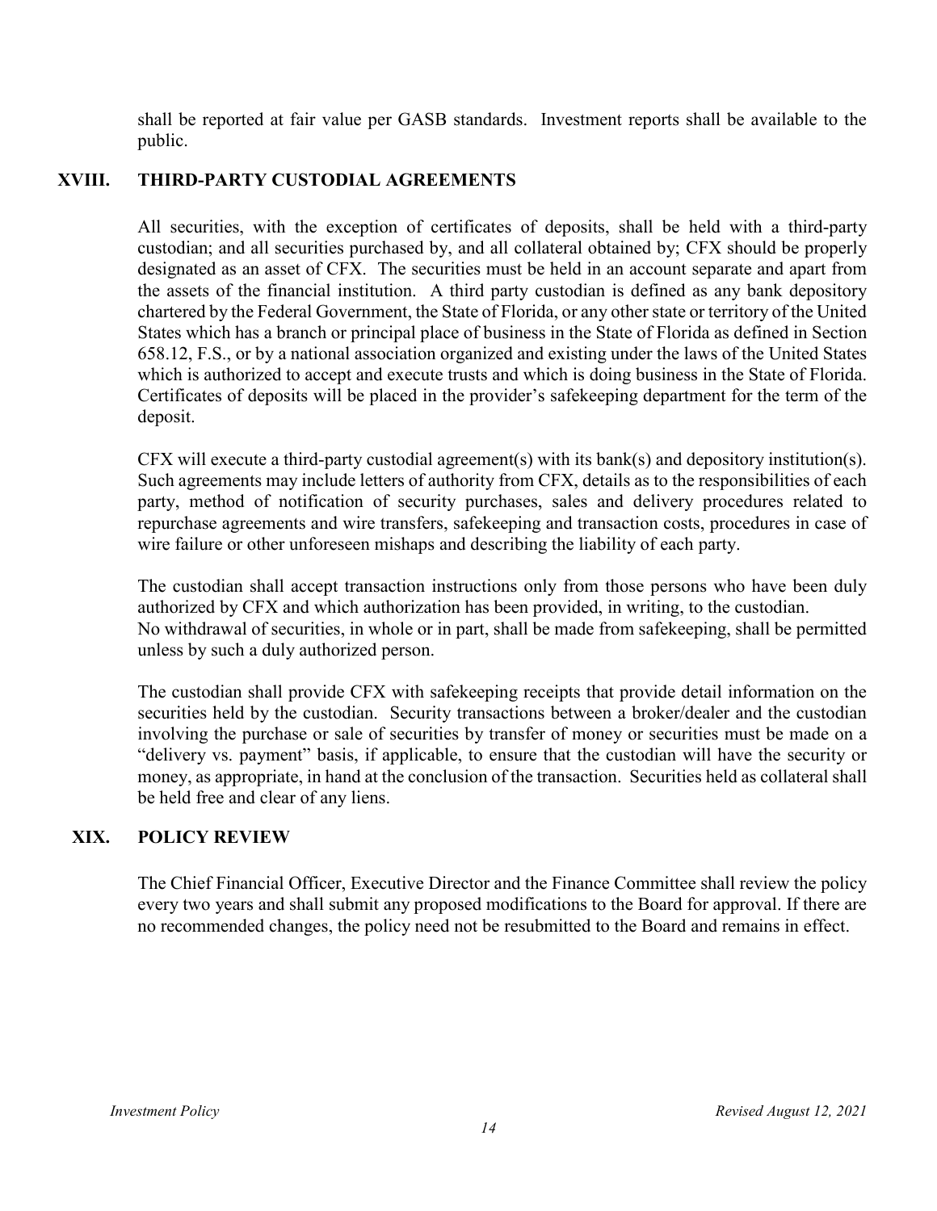shall be reported at fair value per GASB standards. Investment reports shall be available to the public.

## XVIII. THIRD-PARTY CUSTODIAL AGREEMENTS

All securities, with the exception of certificates of deposits, shall be held with a third-party custodian; and all securities purchased by, and all collateral obtained by; CFX should be properly designated as an asset of CFX. The securities must be held in an account separate and apart from the assets of the financial institution. A third party custodian is defined as any bank depository chartered by the Federal Government, the State of Florida, or any other state or territory of the United States which has a branch or principal place of business in the State of Florida as defined in Section 658.12, F.S., or by a national association organized and existing under the laws of the United States which is authorized to accept and execute trusts and which is doing business in the State of Florida. Certificates of deposits will be placed in the provider's safekeeping department for the term of the deposit.

CFX will execute a third-party custodial agreement(s) with its bank(s) and depository institution(s). Such agreements may include letters of authority from CFX, details as to the responsibilities of each party, method of notification of security purchases, sales and delivery procedures related to repurchase agreements and wire transfers, safekeeping and transaction costs, procedures in case of wire failure or other unforeseen mishaps and describing the liability of each party.

The custodian shall accept transaction instructions only from those persons who have been duly authorized by CFX and which authorization has been provided, in writing, to the custodian. No withdrawal of securities, in whole or in part, shall be made from safekeeping, shall be permitted unless by such a duly authorized person.

The custodian shall provide CFX with safekeeping receipts that provide detail information on the securities held by the custodian. Security transactions between a broker/dealer and the custodian involving the purchase or sale of securities by transfer of money or securities must be made on a "delivery vs. payment" basis, if applicable, to ensure that the custodian will have the security or money, as appropriate, in hand at the conclusion of the transaction. Securities held as collateral shall be held free and clear of any liens.

## XIX. POLICY REVIEW

The Chief Financial Officer, Executive Director and the Finance Committee shall review the policy every two years and shall submit any proposed modifications to the Board for approval. If there are no recommended changes, the policy need not be resubmitted to the Board and remains in effect.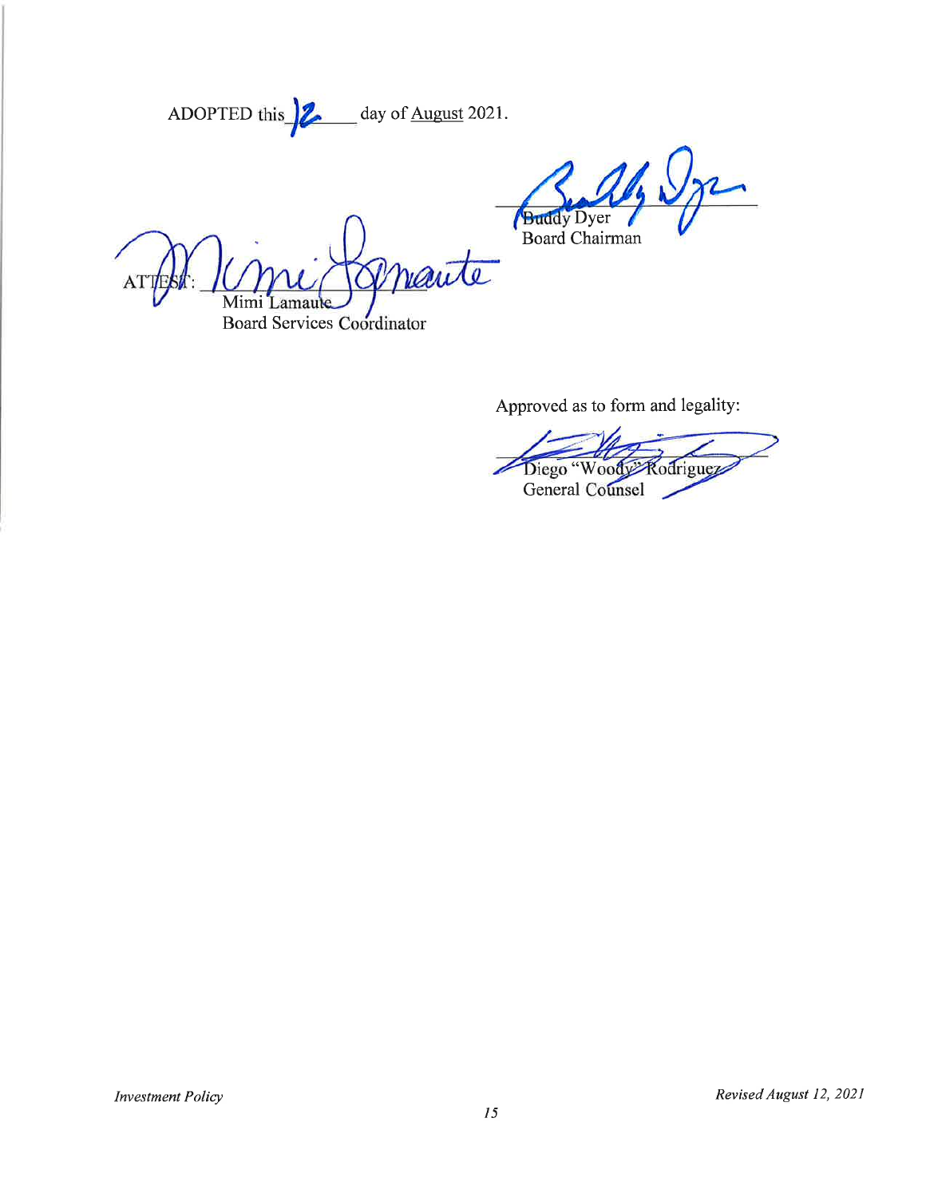ADOPTED this 12 day of August 2021.

Buddy Dyer
Board Chairman

ATTEST: Mimi Lamaute
Board Services Coordinator

Approved as to form and legality:

Diego "Woody" Rodriguez
General Counsel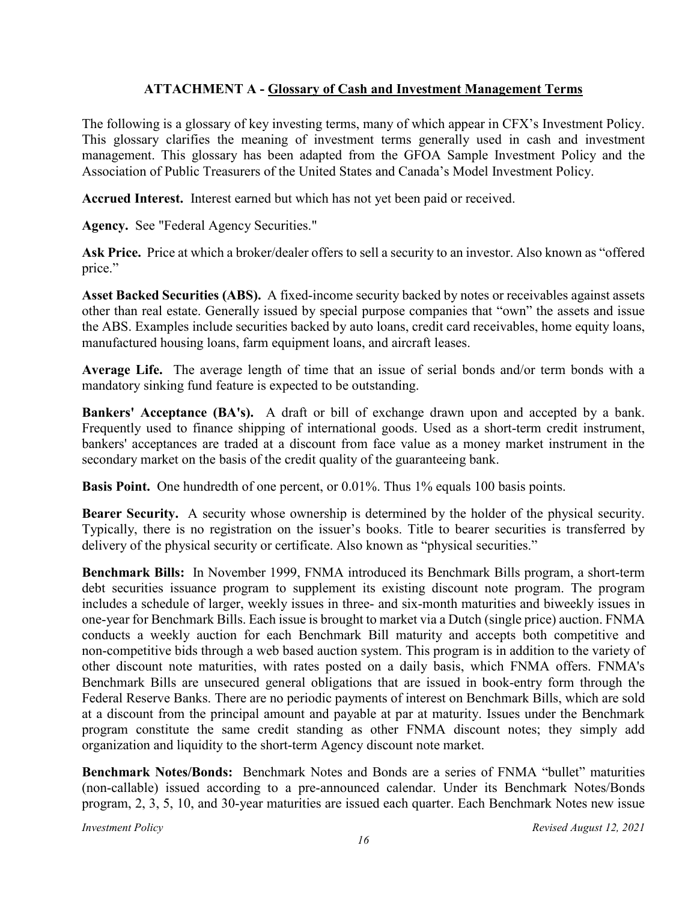## ATTACHMENT A - Glossary of Cash and Investment Management Terms

The following is a glossary of key investing terms, many of which appear in CFX's Investment Policy. This glossary clarifies the meaning of investment terms generally used in cash and investment management. This glossary has been adapted from the GFOA Sample Investment Policy and the Association of Public Treasurers of the United States and Canada's Model Investment Policy.

**Accrued Interest.** Interest earned but which has not yet been paid or received.

**Agency.** See "Federal Agency Securities."

**Ask Price.** Price at which a broker/dealer offers to sell a security to an investor. Also known as "offered price."

**Asset Backed Securities (ABS).** A fixed-income security backed by notes or receivables against assets other than real estate. Generally issued by special purpose companies that "own" the assets and issue the ABS. Examples include securities backed by auto loans, credit card receivables, home equity loans, manufactured housing loans, farm equipment loans, and aircraft leases.

**Average Life.** The average length of time that an issue of serial bonds and/or term bonds with a mandatory sinking fund feature is expected to be outstanding.

**Bankers' Acceptance (BA's).** A draft or bill of exchange drawn upon and accepted by a bank. Frequently used to finance shipping of international goods. Used as a short-term credit instrument, bankers' acceptances are traded at a discount from face value as a money market instrument in the secondary market on the basis of the credit quality of the guaranteeing bank.

**Basis Point.** One hundredth of one percent, or 0.01%. Thus 1% equals 100 basis points.

**Bearer Security.** A security whose ownership is determined by the holder of the physical security. Typically, there is no registration on the issuer's books. Title to bearer securities is transferred by delivery of the physical security or certificate. Also known as "physical securities."

**Benchmark Bills:** In November 1999, FNMA introduced its Benchmark Bills program, a short-term debt securities issuance program to supplement its existing discount note program. The program includes a schedule of larger, weekly issues in three- and six-month maturities and biweekly issues in one-year for Benchmark Bills. Each issue is brought to market via a Dutch (single price) auction. FNMA conducts a weekly auction for each Benchmark Bill maturity and accepts both competitive and non-competitive bids through a web based auction system. This program is in addition to the variety of other discount note maturities, with rates posted on a daily basis, which FNMA offers. FNMA's Benchmark Bills are unsecured general obligations that are issued in book-entry form through the Federal Reserve Banks. There are no periodic payments of interest on Benchmark Bills, which are sold at a discount from the principal amount and payable at par at maturity. Issues under the Benchmark program constitute the same credit standing as other FNMA discount notes; they simply add organization and liquidity to the short-term Agency discount note market.

**Benchmark Notes/Bonds:** Benchmark Notes and Bonds are a series of FNMA "bullet" maturities (non-callable) issued according to a pre-announced calendar. Under its Benchmark Notes/Bonds program, 2, 3, 5, 10, and 30-year maturities are issued each quarter. Each Benchmark Notes new issue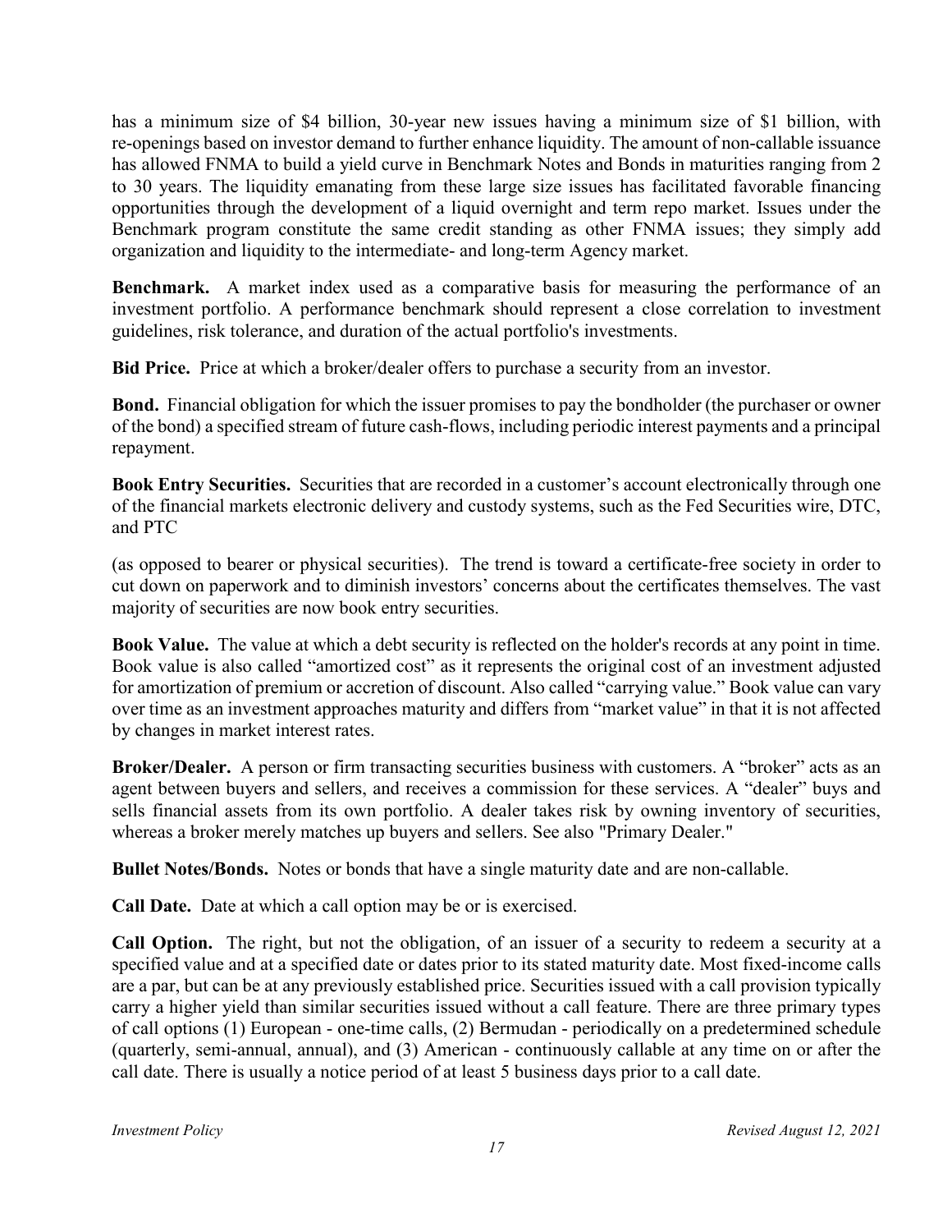has a minimum size of $4 billion, 30-year new issues having a minimum size of $1 billion, with re-openings based on investor demand to further enhance liquidity. The amount of non-callable issuance has allowed FNMA to build a yield curve in Benchmark Notes and Bonds in maturities ranging from 2 to 30 years. The liquidity emanating from these large size issues has facilitated favorable financing opportunities through the development of a liquid overnight and term repo market. Issues under the Benchmark program constitute the same credit standing as other FNMA issues; they simply add organization and liquidity to the intermediate- and long-term Agency market.

**Benchmark.** A market index used as a comparative basis for measuring the performance of an investment portfolio. A performance benchmark should represent a close correlation to investment guidelines, risk tolerance, and duration of the actual portfolio's investments.

**Bid Price.** Price at which a broker/dealer offers to purchase a security from an investor.

**Bond.** Financial obligation for which the issuer promises to pay the bondholder (the purchaser or owner of the bond) a specified stream of future cash-flows, including periodic interest payments and a principal repayment.

**Book Entry Securities.** Securities that are recorded in a customer's account electronically through one of the financial markets electronic delivery and custody systems, such as the Fed Securities wire, DTC, and PTC

(as opposed to bearer or physical securities). The trend is toward a certificate-free society in order to cut down on paperwork and to diminish investors' concerns about the certificates themselves. The vast majority of securities are now book entry securities.

**Book Value.** The value at which a debt security is reflected on the holder's records at any point in time. Book value is also called "amortized cost" as it represents the original cost of an investment adjusted for amortization of premium or accretion of discount. Also called "carrying value." Book value can vary over time as an investment approaches maturity and differs from "market value" in that it is not affected by changes in market interest rates.

**Broker/Dealer.** A person or firm transacting securities business with customers. A "broker" acts as an agent between buyers and sellers, and receives a commission for these services. A "dealer" buys and sells financial assets from its own portfolio. A dealer takes risk by owning inventory of securities, whereas a broker merely matches up buyers and sellers. See also "Primary Dealer."

**Bullet Notes/Bonds.** Notes or bonds that have a single maturity date and are non-callable.

**Call Date.** Date at which a call option may be or is exercised.

**Call Option.** The right, but not the obligation, of an issuer of a security to redeem a security at a specified value and at a specified date or dates prior to its stated maturity date. Most fixed-income calls are a par, but can be at any previously established price. Securities issued with a call provision typically carry a higher yield than similar securities issued without a call feature. There are three primary types of call options (1) European - one-time calls, (2) Bermudan - periodically on a predetermined schedule (quarterly, semi-annual, annual), and (3) American - continuously callable at any time on or after the call date. There is usually a notice period of at least 5 business days prior to a call date.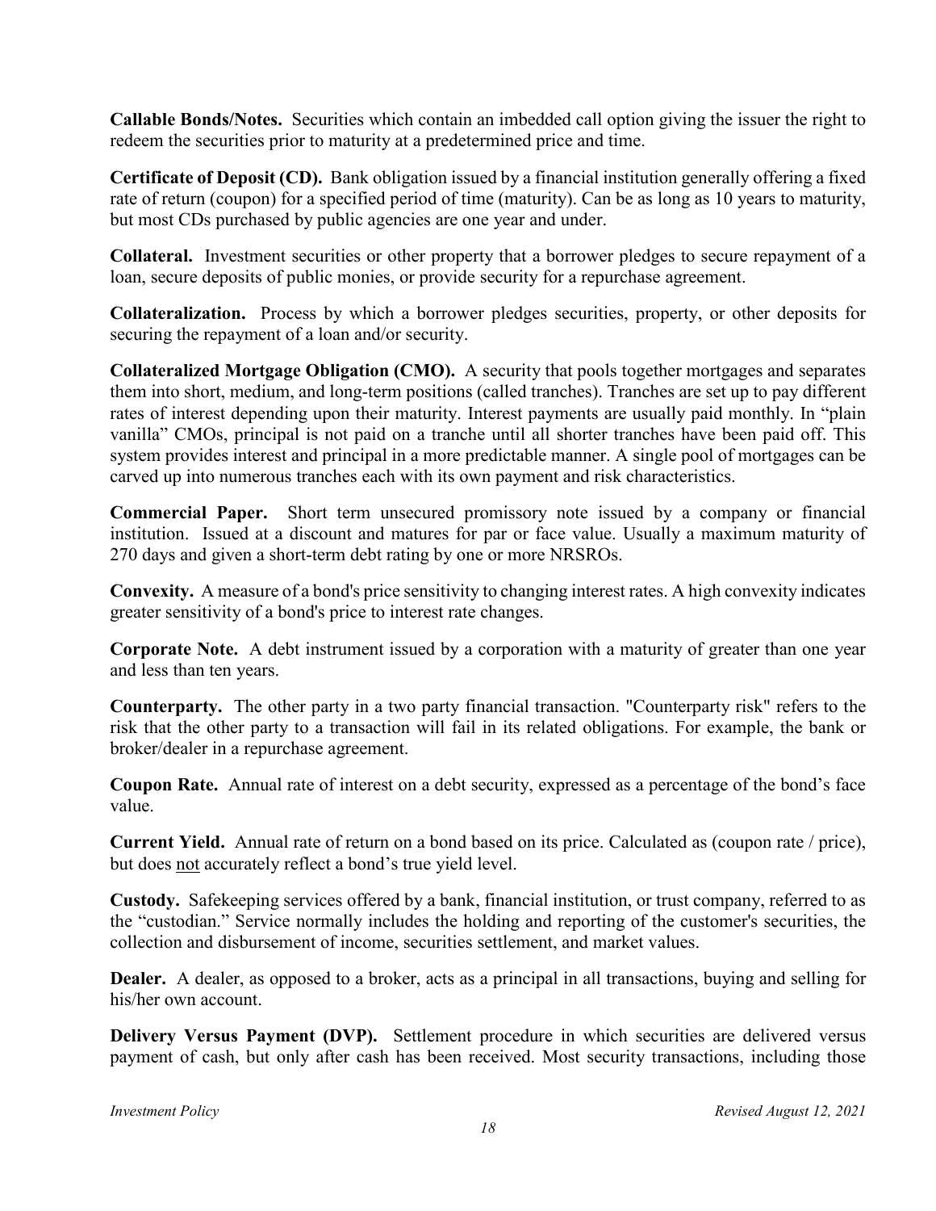**Callable Bonds/Notes.** Securities which contain an imbedded call option giving the issuer the right to redeem the securities prior to maturity at a predetermined price and time.

**Certificate of Deposit (CD).** Bank obligation issued by a financial institution generally offering a fixed rate of return (coupon) for a specified period of time (maturity). Can be as long as 10 years to maturity, but most CDs purchased by public agencies are one year and under.

**Collateral.** Investment securities or other property that a borrower pledges to secure repayment of a loan, secure deposits of public monies, or provide security for a repurchase agreement.

**Collateralization.** Process by which a borrower pledges securities, property, or other deposits for securing the repayment of a loan and/or security.

**Collateralized Mortgage Obligation (CMO).** A security that pools together mortgages and separates them into short, medium, and long-term positions (called tranches). Tranches are set up to pay different rates of interest depending upon their maturity. Interest payments are usually paid monthly. In "plain vanilla" CMOs, principal is not paid on a tranche until all shorter tranches have been paid off. This system provides interest and principal in a more predictable manner. A single pool of mortgages can be carved up into numerous tranches each with its own payment and risk characteristics.

**Commercial Paper.** Short term unsecured promissory note issued by a company or financial institution. Issued at a discount and matures for par or face value. Usually a maximum maturity of 270 days and given a short-term debt rating by one or more NRSROs.

**Convexity.** A measure of a bond's price sensitivity to changing interest rates. A high convexity indicates greater sensitivity of a bond's price to interest rate changes.

**Corporate Note.** A debt instrument issued by a corporation with a maturity of greater than one year and less than ten years.

**Counterparty.** The other party in a two party financial transaction. "Counterparty risk" refers to the risk that the other party to a transaction will fail in its related obligations. For example, the bank or broker/dealer in a repurchase agreement.

**Coupon Rate.** Annual rate of interest on a debt security, expressed as a percentage of the bond's face value.

**Current Yield.** Annual rate of return on a bond based on its price. Calculated as (coupon rate / price), but does <u>not</u> accurately reflect a bond's true yield level.

**Custody.** Safekeeping services offered by a bank, financial institution, or trust company, referred to as the "custodian." Service normally includes the holding and reporting of the customer's securities, the collection and disbursement of income, securities settlement, and market values.

**Dealer.** A dealer, as opposed to a broker, acts as a principal in all transactions, buying and selling for his/her own account.

**Delivery Versus Payment (DVP).** Settlement procedure in which securities are delivered versus payment of cash, but only after cash has been received. Most security transactions, including those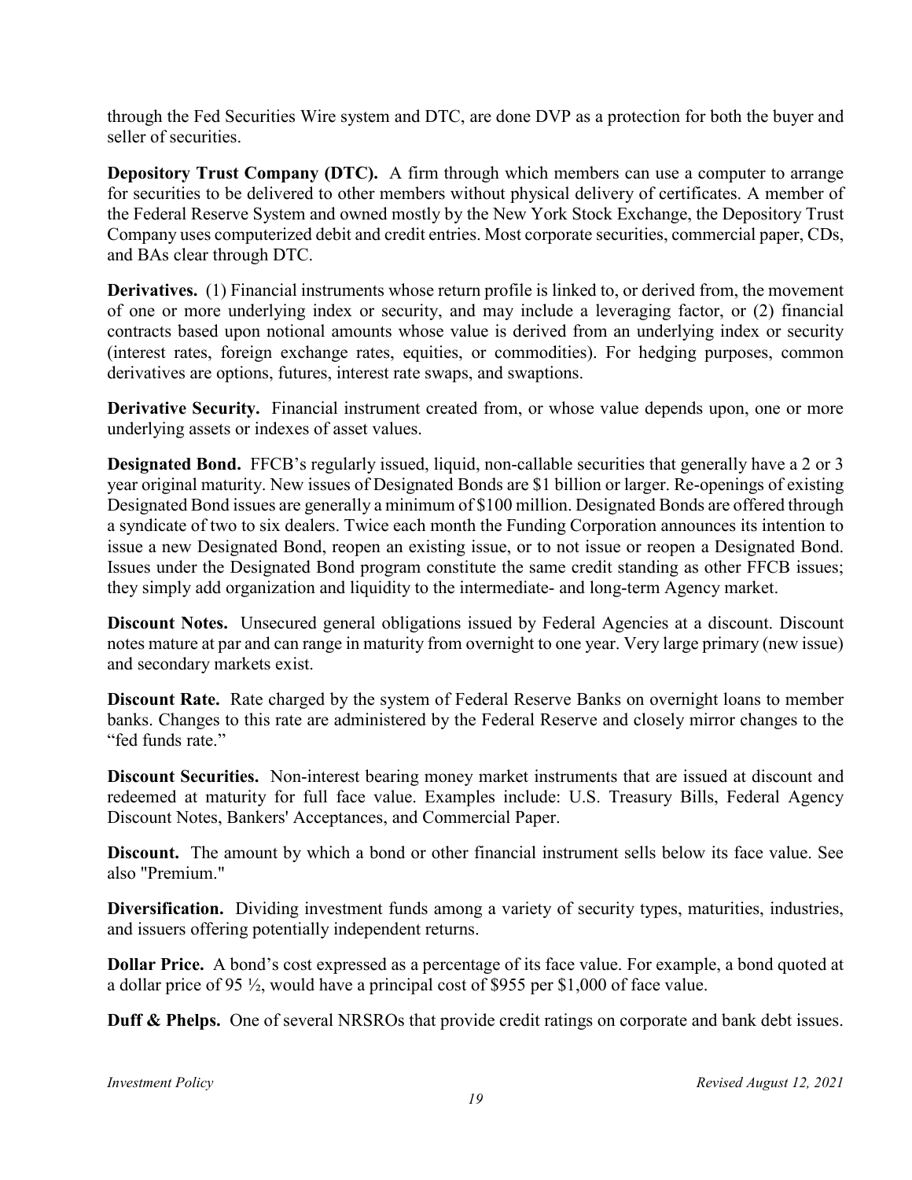through the Fed Securities Wire system and DTC, are done DVP as a protection for both the buyer and seller of securities.

**Depository Trust Company (DTC).** A firm through which members can use a computer to arrange for securities to be delivered to other members without physical delivery of certificates. A member of the Federal Reserve System and owned mostly by the New York Stock Exchange, the Depository Trust Company uses computerized debit and credit entries. Most corporate securities, commercial paper, CDs, and BAs clear through DTC.

**Derivatives.** (1) Financial instruments whose return profile is linked to, or derived from, the movement of one or more underlying index or security, and may include a leveraging factor, or (2) financial contracts based upon notional amounts whose value is derived from an underlying index or security (interest rates, foreign exchange rates, equities, or commodities). For hedging purposes, common derivatives are options, futures, interest rate swaps, and swaptions.

**Derivative Security.** Financial instrument created from, or whose value depends upon, one or more underlying assets or indexes of asset values.

**Designated Bond.** FFCB's regularly issued, liquid, non-callable securities that generally have a 2 or 3 year original maturity. New issues of Designated Bonds are $1 billion or larger. Re-openings of existing Designated Bond issues are generally a minimum of $100 million. Designated Bonds are offered through a syndicate of two to six dealers. Twice each month the Funding Corporation announces its intention to issue a new Designated Bond, reopen an existing issue, or to not issue or reopen a Designated Bond. Issues under the Designated Bond program constitute the same credit standing as other FFCB issues; they simply add organization and liquidity to the intermediate- and long-term Agency market.

**Discount Notes.** Unsecured general obligations issued by Federal Agencies at a discount. Discount notes mature at par and can range in maturity from overnight to one year. Very large primary (new issue) and secondary markets exist.

**Discount Rate.** Rate charged by the system of Federal Reserve Banks on overnight loans to member banks. Changes to this rate are administered by the Federal Reserve and closely mirror changes to the "fed funds rate."

**Discount Securities.** Non-interest bearing money market instruments that are issued at discount and redeemed at maturity for full face value. Examples include: U.S. Treasury Bills, Federal Agency Discount Notes, Bankers' Acceptances, and Commercial Paper.

**Discount.** The amount by which a bond or other financial instrument sells below its face value. See also "Premium."

**Diversification.** Dividing investment funds among a variety of security types, maturities, industries, and issuers offering potentially independent returns.

**Dollar Price.** A bond's cost expressed as a percentage of its face value. For example, a bond quoted at a dollar price of 95 ½, would have a principal cost of $955 per $1,000 of face value.

**Duff & Phelps.** One of several NRSROs that provide credit ratings on corporate and bank debt issues.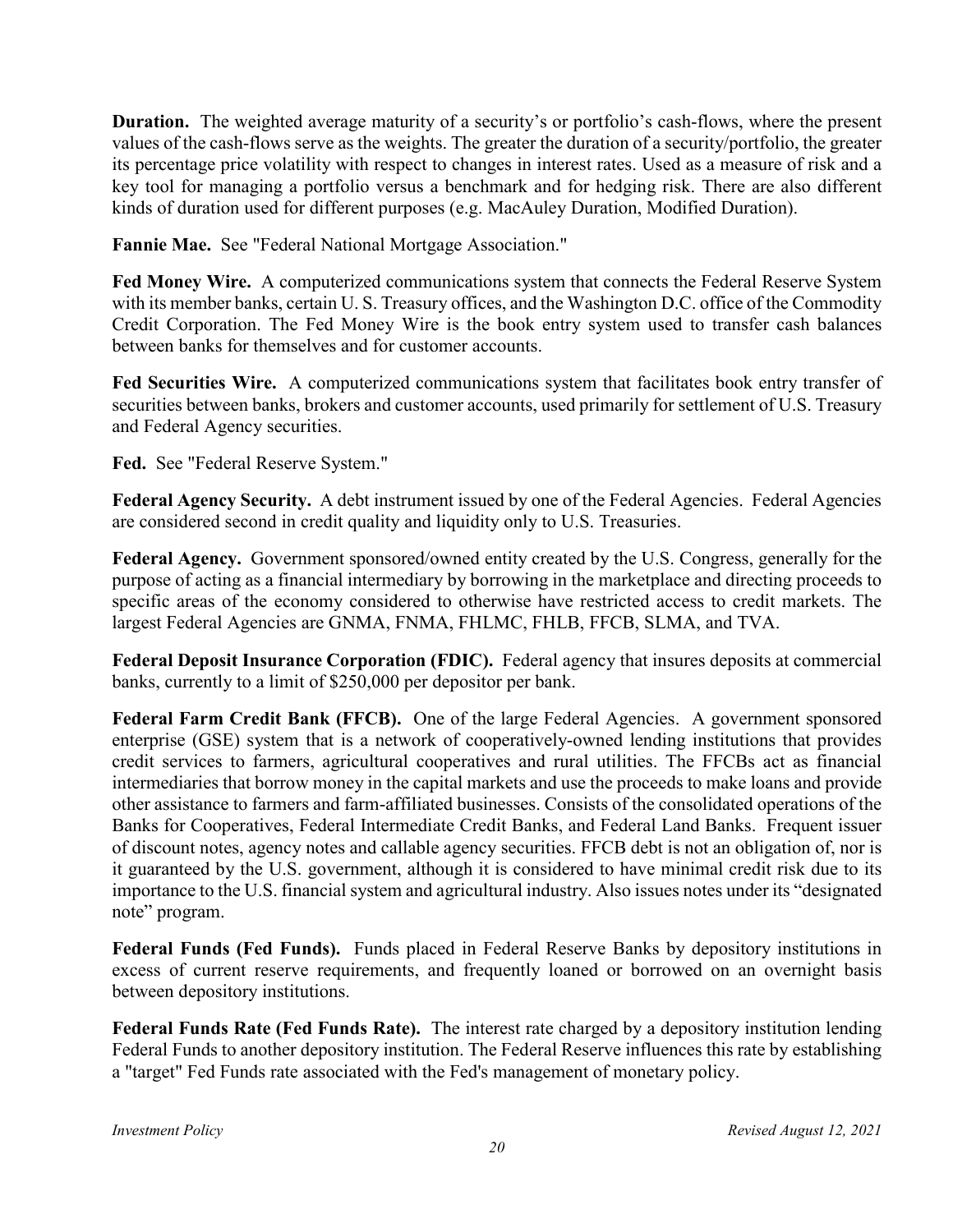**Duration.** The weighted average maturity of a security's or portfolio's cash-flows, where the present values of the cash-flows serve as the weights. The greater the duration of a security/portfolio, the greater its percentage price volatility with respect to changes in interest rates. Used as a measure of risk and a key tool for managing a portfolio versus a benchmark and for hedging risk. There are also different kinds of duration used for different purposes (e.g. MacAuley Duration, Modified Duration).

**Fannie Mae.** See "Federal National Mortgage Association."

**Fed Money Wire.** A computerized communications system that connects the Federal Reserve System with its member banks, certain U. S. Treasury offices, and the Washington D.C. office of the Commodity Credit Corporation. The Fed Money Wire is the book entry system used to transfer cash balances between banks for themselves and for customer accounts.

**Fed Securities Wire.** A computerized communications system that facilitates book entry transfer of securities between banks, brokers and customer accounts, used primarily for settlement of U.S. Treasury and Federal Agency securities.

**Fed.** See "Federal Reserve System."

**Federal Agency Security.** A debt instrument issued by one of the Federal Agencies. Federal Agencies are considered second in credit quality and liquidity only to U.S. Treasuries.

**Federal Agency.** Government sponsored/owned entity created by the U.S. Congress, generally for the purpose of acting as a financial intermediary by borrowing in the marketplace and directing proceeds to specific areas of the economy considered to otherwise have restricted access to credit markets. The largest Federal Agencies are GNMA, FNMA, FHLMC, FHLB, FFCB, SLMA, and TVA.

**Federal Deposit Insurance Corporation (FDIC).** Federal agency that insures deposits at commercial banks, currently to a limit of $250,000 per depositor per bank.

**Federal Farm Credit Bank (FFCB).** One of the large Federal Agencies. A government sponsored enterprise (GSE) system that is a network of cooperatively-owned lending institutions that provides credit services to farmers, agricultural cooperatives and rural utilities. The FFCBs act as financial intermediaries that borrow money in the capital markets and use the proceeds to make loans and provide other assistance to farmers and farm-affiliated businesses. Consists of the consolidated operations of the Banks for Cooperatives, Federal Intermediate Credit Banks, and Federal Land Banks. Frequent issuer of discount notes, agency notes and callable agency securities. FFCB debt is not an obligation of, nor is it guaranteed by the U.S. government, although it is considered to have minimal credit risk due to its importance to the U.S. financial system and agricultural industry. Also issues notes under its "designated note" program.

**Federal Funds (Fed Funds).** Funds placed in Federal Reserve Banks by depository institutions in excess of current reserve requirements, and frequently loaned or borrowed on an overnight basis between depository institutions.

**Federal Funds Rate (Fed Funds Rate).** The interest rate charged by a depository institution lending Federal Funds to another depository institution. The Federal Reserve influences this rate by establishing a "target" Fed Funds rate associated with the Fed's management of monetary policy.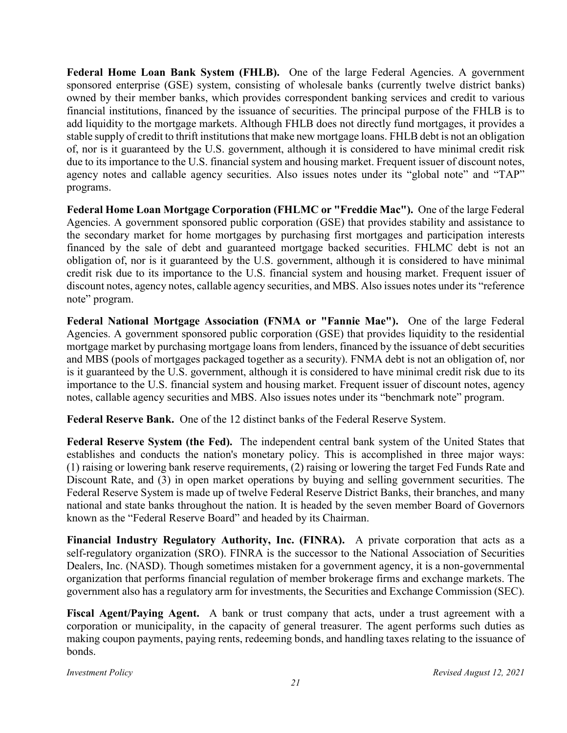**Federal Home Loan Bank System (FHLB).** One of the large Federal Agencies. A government sponsored enterprise (GSE) system, consisting of wholesale banks (currently twelve district banks) owned by their member banks, which provides correspondent banking services and credit to various financial institutions, financed by the issuance of securities. The principal purpose of the FHLB is to add liquidity to the mortgage markets. Although FHLB does not directly fund mortgages, it provides a stable supply of credit to thrift institutions that make new mortgage loans. FHLB debt is not an obligation of, nor is it guaranteed by the U.S. government, although it is considered to have minimal credit risk due to its importance to the U.S. financial system and housing market. Frequent issuer of discount notes, agency notes and callable agency securities. Also issues notes under its "global note" and "TAP" programs.

**Federal Home Loan Mortgage Corporation (FHLMC or "Freddie Mac").** One of the large Federal Agencies. A government sponsored public corporation (GSE) that provides stability and assistance to the secondary market for home mortgages by purchasing first mortgages and participation interests financed by the sale of debt and guaranteed mortgage backed securities. FHLMC debt is not an obligation of, nor is it guaranteed by the U.S. government, although it is considered to have minimal credit risk due to its importance to the U.S. financial system and housing market. Frequent issuer of discount notes, agency notes, callable agency securities, and MBS. Also issues notes under its "reference note" program.

**Federal National Mortgage Association (FNMA or "Fannie Mae").** One of the large Federal Agencies. A government sponsored public corporation (GSE) that provides liquidity to the residential mortgage market by purchasing mortgage loans from lenders, financed by the issuance of debt securities and MBS (pools of mortgages packaged together as a security). FNMA debt is not an obligation of, nor is it guaranteed by the U.S. government, although it is considered to have minimal credit risk due to its importance to the U.S. financial system and housing market. Frequent issuer of discount notes, agency notes, callable agency securities and MBS. Also issues notes under its "benchmark note" program.

**Federal Reserve Bank.** One of the 12 distinct banks of the Federal Reserve System.

**Federal Reserve System (the Fed).** The independent central bank system of the United States that establishes and conducts the nation's monetary policy. This is accomplished in three major ways: (1) raising or lowering bank reserve requirements, (2) raising or lowering the target Fed Funds Rate and Discount Rate, and (3) in open market operations by buying and selling government securities. The Federal Reserve System is made up of twelve Federal Reserve District Banks, their branches, and many national and state banks throughout the nation. It is headed by the seven member Board of Governors known as the "Federal Reserve Board" and headed by its Chairman.

**Financial Industry Regulatory Authority, Inc. (FINRA).** A private corporation that acts as a self-regulatory organization (SRO). FINRA is the successor to the National Association of Securities Dealers, Inc. (NASD). Though sometimes mistaken for a government agency, it is a non-governmental organization that performs financial regulation of member brokerage firms and exchange markets. The government also has a regulatory arm for investments, the Securities and Exchange Commission (SEC).

**Fiscal Agent/Paying Agent.** A bank or trust company that acts, under a trust agreement with a corporation or municipality, in the capacity of general treasurer. The agent performs such duties as making coupon payments, paying rents, redeeming bonds, and handling taxes relating to the issuance of bonds.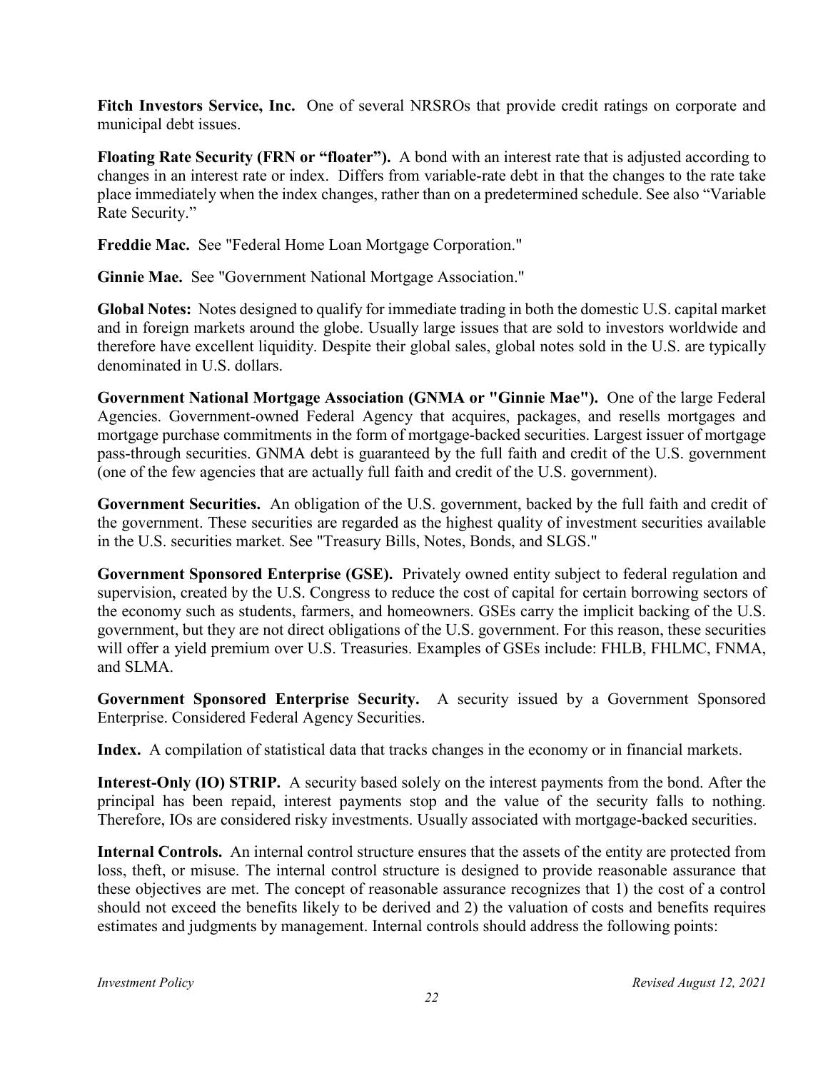**Fitch Investors Service, Inc.** One of several NRSROs that provide credit ratings on corporate and municipal debt issues.

**Floating Rate Security (FRN or "floater").** A bond with an interest rate that is adjusted according to changes in an interest rate or index. Differs from variable-rate debt in that the changes to the rate take place immediately when the index changes, rather than on a predetermined schedule. See also "Variable Rate Security."

**Freddie Mac.** See "Federal Home Loan Mortgage Corporation."

**Ginnie Mae.** See "Government National Mortgage Association."

**Global Notes:** Notes designed to qualify for immediate trading in both the domestic U.S. capital market and in foreign markets around the globe. Usually large issues that are sold to investors worldwide and therefore have excellent liquidity. Despite their global sales, global notes sold in the U.S. are typically denominated in U.S. dollars.

**Government National Mortgage Association (GNMA or "Ginnie Mae").** One of the large Federal Agencies. Government-owned Federal Agency that acquires, packages, and resells mortgages and mortgage purchase commitments in the form of mortgage-backed securities. Largest issuer of mortgage pass-through securities. GNMA debt is guaranteed by the full faith and credit of the U.S. government (one of the few agencies that are actually full faith and credit of the U.S. government).

**Government Securities.** An obligation of the U.S. government, backed by the full faith and credit of the government. These securities are regarded as the highest quality of investment securities available in the U.S. securities market. See "Treasury Bills, Notes, Bonds, and SLGS."

**Government Sponsored Enterprise (GSE).** Privately owned entity subject to federal regulation and supervision, created by the U.S. Congress to reduce the cost of capital for certain borrowing sectors of the economy such as students, farmers, and homeowners. GSEs carry the implicit backing of the U.S. government, but they are not direct obligations of the U.S. government. For this reason, these securities will offer a yield premium over U.S. Treasuries. Examples of GSEs include: FHLB, FHLMC, FNMA, and SLMA.

**Government Sponsored Enterprise Security.** A security issued by a Government Sponsored Enterprise. Considered Federal Agency Securities.

**Index.** A compilation of statistical data that tracks changes in the economy or in financial markets.

**Interest-Only (IO) STRIP.** A security based solely on the interest payments from the bond. After the principal has been repaid, interest payments stop and the value of the security falls to nothing. Therefore, IOs are considered risky investments. Usually associated with mortgage-backed securities.

**Internal Controls.** An internal control structure ensures that the assets of the entity are protected from loss, theft, or misuse. The internal control structure is designed to provide reasonable assurance that these objectives are met. The concept of reasonable assurance recognizes that 1) the cost of a control should not exceed the benefits likely to be derived and 2) the valuation of costs and benefits requires estimates and judgments by management. Internal controls should address the following points: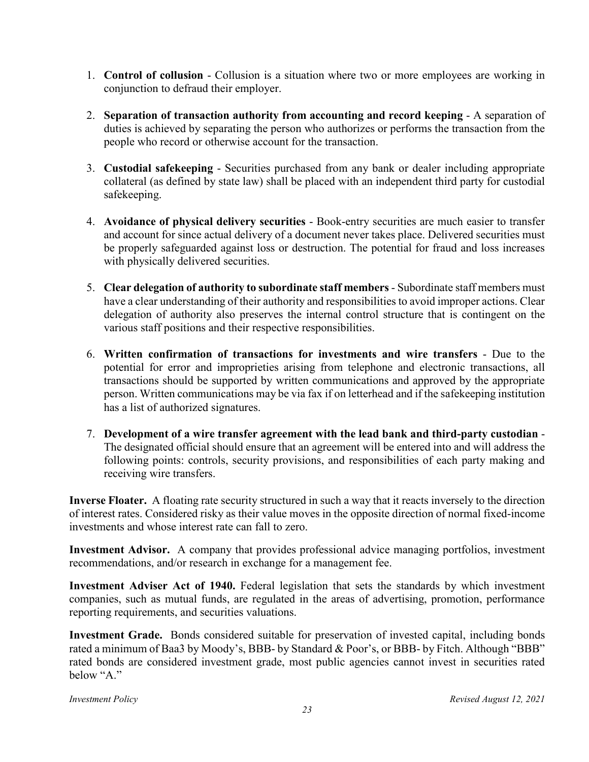1. **Control of collusion** - Collusion is a situation where two or more employees are working in conjunction to defraud their employer.

2. **Separation of transaction authority from accounting and record keeping** - A separation of duties is achieved by separating the person who authorizes or performs the transaction from the people who record or otherwise account for the transaction.

3. **Custodial safekeeping** - Securities purchased from any bank or dealer including appropriate collateral (as defined by state law) shall be placed with an independent third party for custodial safekeeping.

4. **Avoidance of physical delivery securities** - Book-entry securities are much easier to transfer and account for since actual delivery of a document never takes place. Delivered securities must be properly safeguarded against loss or destruction. The potential for fraud and loss increases with physically delivered securities.

5. **Clear delegation of authority to subordinate staff members** - Subordinate staff members must have a clear understanding of their authority and responsibilities to avoid improper actions. Clear delegation of authority also preserves the internal control structure that is contingent on the various staff positions and their respective responsibilities.

6. **Written confirmation of transactions for investments and wire transfers** - Due to the potential for error and improprieties arising from telephone and electronic transactions, all transactions should be supported by written communications and approved by the appropriate person. Written communications may be via fax if on letterhead and if the safekeeping institution has a list of authorized signatures.

7. **Development of a wire transfer agreement with the lead bank and third-party custodian** - The designated official should ensure that an agreement will be entered into and will address the following points: controls, security provisions, and responsibilities of each party making and receiving wire transfers.

**Inverse Floater.** A floating rate security structured in such a way that it reacts inversely to the direction of interest rates. Considered risky as their value moves in the opposite direction of normal fixed-income investments and whose interest rate can fall to zero.

**Investment Advisor.** A company that provides professional advice managing portfolios, investment recommendations, and/or research in exchange for a management fee.

**Investment Adviser Act of 1940.** Federal legislation that sets the standards by which investment companies, such as mutual funds, are regulated in the areas of advertising, promotion, performance reporting requirements, and securities valuations.

**Investment Grade.** Bonds considered suitable for preservation of invested capital, including bonds rated a minimum of Baa3 by Moody's, BBB- by Standard & Poor's, or BBB- by Fitch. Although "BBB" rated bonds are considered investment grade, most public agencies cannot invest in securities rated below "A."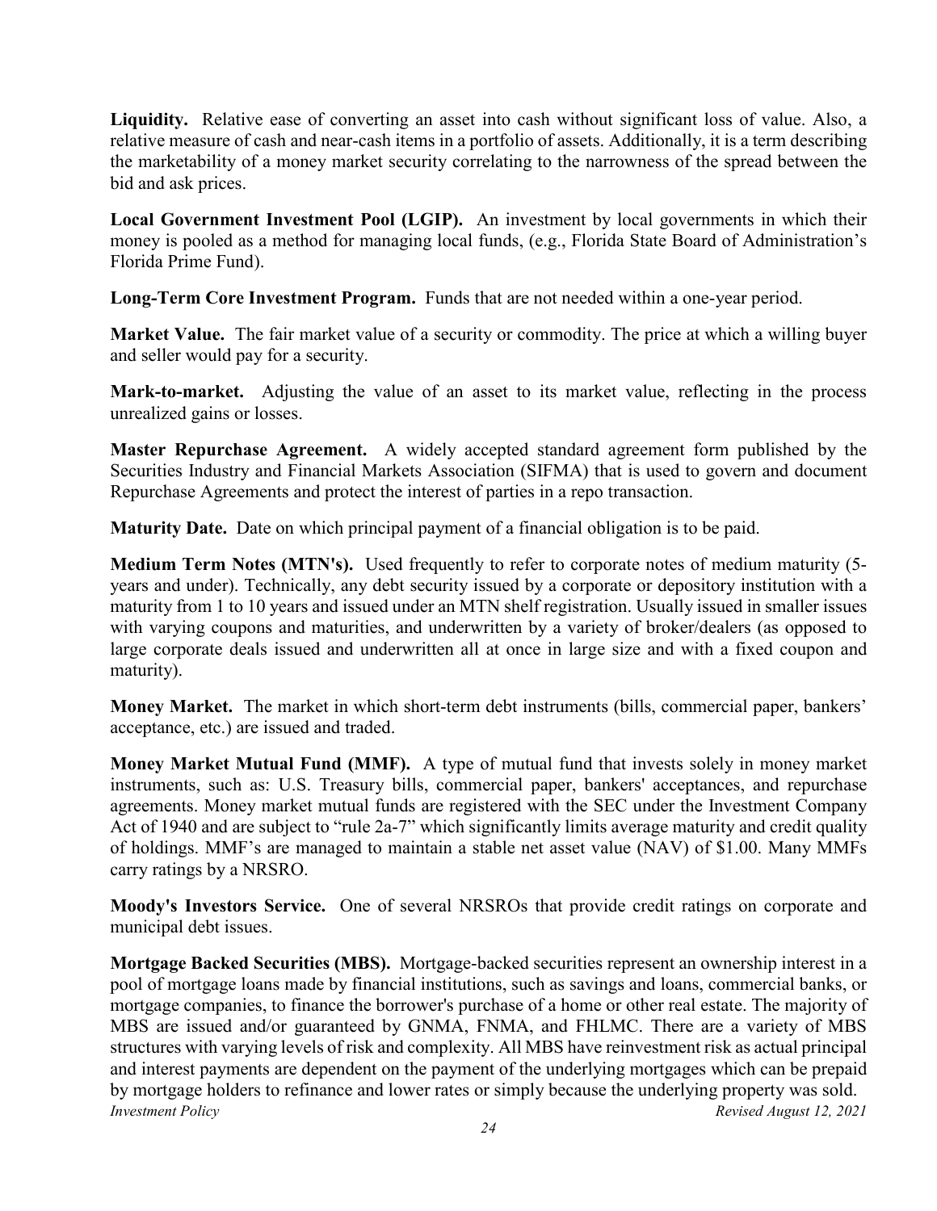**Liquidity.** Relative ease of converting an asset into cash without significant loss of value. Also, a relative measure of cash and near-cash items in a portfolio of assets. Additionally, it is a term describing the marketability of a money market security correlating to the narrowness of the spread between the bid and ask prices.

**Local Government Investment Pool (LGIP).** An investment by local governments in which their money is pooled as a method for managing local funds, (e.g., Florida State Board of Administration's Florida Prime Fund).

**Long-Term Core Investment Program.** Funds that are not needed within a one-year period.

**Market Value.** The fair market value of a security or commodity. The price at which a willing buyer and seller would pay for a security.

**Mark-to-market.** Adjusting the value of an asset to its market value, reflecting in the process unrealized gains or losses.

**Master Repurchase Agreement.** A widely accepted standard agreement form published by the Securities Industry and Financial Markets Association (SIFMA) that is used to govern and document Repurchase Agreements and protect the interest of parties in a repo transaction.

**Maturity Date.** Date on which principal payment of a financial obligation is to be paid.

**Medium Term Notes (MTN's).** Used frequently to refer to corporate notes of medium maturity (5-years and under). Technically, any debt security issued by a corporate or depository institution with a maturity from 1 to 10 years and issued under an MTN shelf registration. Usually issued in smaller issues with varying coupons and maturities, and underwritten by a variety of broker/dealers (as opposed to large corporate deals issued and underwritten all at once in large size and with a fixed coupon and maturity).

**Money Market.** The market in which short-term debt instruments (bills, commercial paper, bankers' acceptance, etc.) are issued and traded.

**Money Market Mutual Fund (MMF).** A type of mutual fund that invests solely in money market instruments, such as: U.S. Treasury bills, commercial paper, bankers' acceptances, and repurchase agreements. Money market mutual funds are registered with the SEC under the Investment Company Act of 1940 and are subject to "rule 2a-7" which significantly limits average maturity and credit quality of holdings. MMF's are managed to maintain a stable net asset value (NAV) of $1.00. Many MMFs carry ratings by a NRSRO.

**Moody's Investors Service.** One of several NRSROs that provide credit ratings on corporate and municipal debt issues.

**Mortgage Backed Securities (MBS).** Mortgage-backed securities represent an ownership interest in a pool of mortgage loans made by financial institutions, such as savings and loans, commercial banks, or mortgage companies, to finance the borrower's purchase of a home or other real estate. The majority of MBS are issued and/or guaranteed by GNMA, FNMA, and FHLMC. There are a variety of MBS structures with varying levels of risk and complexity. All MBS have reinvestment risk as actual principal and interest payments are dependent on the payment of the underlying mortgages which can be prepaid by mortgage holders to refinance and lower rates or simply because the underlying property was sold.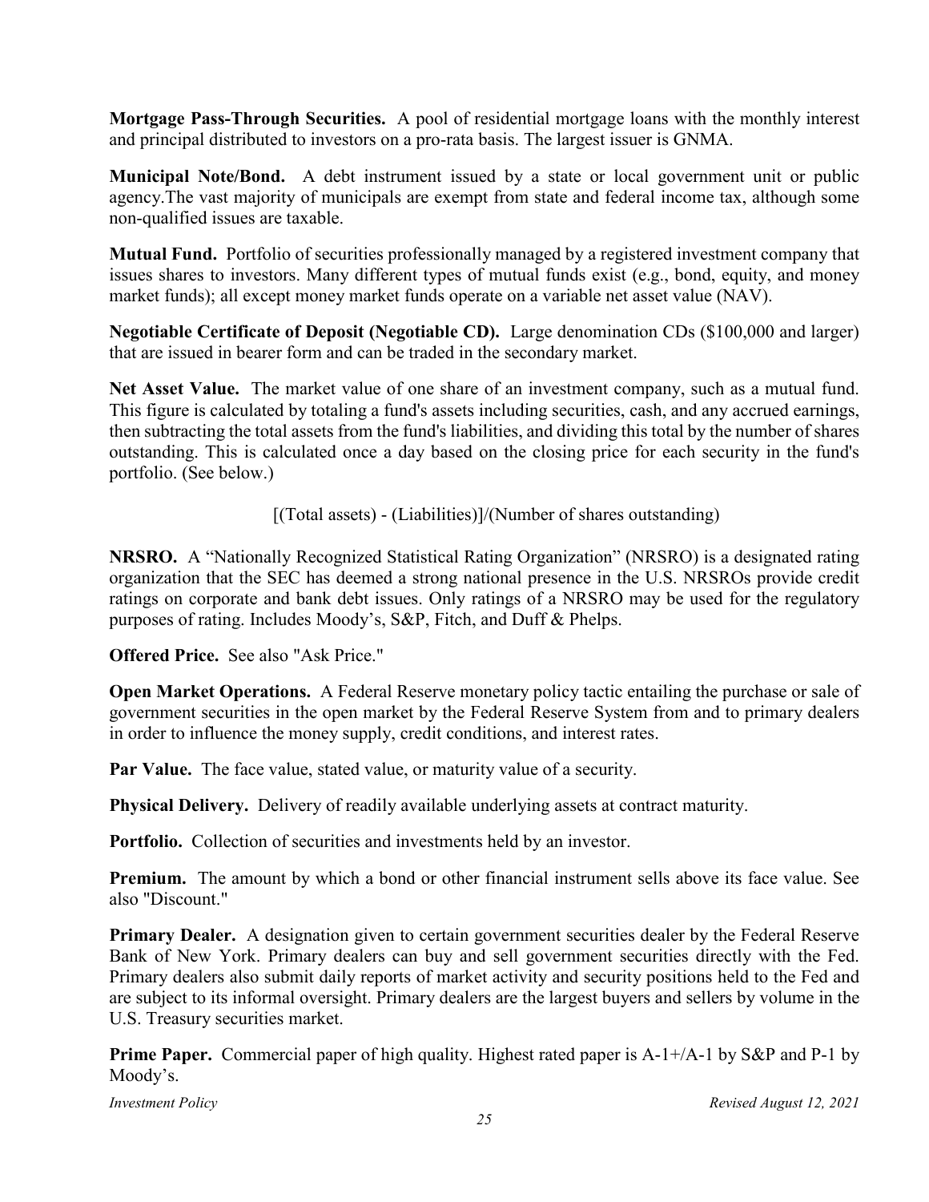**Mortgage Pass-Through Securities.** A pool of residential mortgage loans with the monthly interest and principal distributed to investors on a pro-rata basis. The largest issuer is GNMA.

**Municipal Note/Bond.** A debt instrument issued by a state or local government unit or public agency.The vast majority of municipals are exempt from state and federal income tax, although some non-qualified issues are taxable.

**Mutual Fund.** Portfolio of securities professionally managed by a registered investment company that issues shares to investors. Many different types of mutual funds exist (e.g., bond, equity, and money market funds); all except money market funds operate on a variable net asset value (NAV).

**Negotiable Certificate of Deposit (Negotiable CD).** Large denomination CDs ($100,000 and larger) that are issued in bearer form and can be traded in the secondary market.

**Net Asset Value.** The market value of one share of an investment company, such as a mutual fund. This figure is calculated by totaling a fund's assets including securities, cash, and any accrued earnings, then subtracting the total assets from the fund's liabilities, and dividing this total by the number of shares outstanding. This is calculated once a day based on the closing price for each security in the fund's portfolio. (See below.)

[(Total assets) - (Liabilities)]/(Number of shares outstanding)

**NRSRO.** A "Nationally Recognized Statistical Rating Organization" (NRSRO) is a designated rating organization that the SEC has deemed a strong national presence in the U.S. NRSROs provide credit ratings on corporate and bank debt issues. Only ratings of a NRSRO may be used for the regulatory purposes of rating. Includes Moody's, S&P, Fitch, and Duff & Phelps.

**Offered Price.** See also "Ask Price."

**Open Market Operations.** A Federal Reserve monetary policy tactic entailing the purchase or sale of government securities in the open market by the Federal Reserve System from and to primary dealers in order to influence the money supply, credit conditions, and interest rates.

**Par Value.** The face value, stated value, or maturity value of a security.

**Physical Delivery.** Delivery of readily available underlying assets at contract maturity.

**Portfolio.** Collection of securities and investments held by an investor.

**Premium.** The amount by which a bond or other financial instrument sells above its face value. See also "Discount."

**Primary Dealer.** A designation given to certain government securities dealer by the Federal Reserve Bank of New York. Primary dealers can buy and sell government securities directly with the Fed. Primary dealers also submit daily reports of market activity and security positions held to the Fed and are subject to its informal oversight. Primary dealers are the largest buyers and sellers by volume in the U.S. Treasury securities market.

**Prime Paper.** Commercial paper of high quality. Highest rated paper is A-1+/A-1 by S&P and P-1 by Moody's.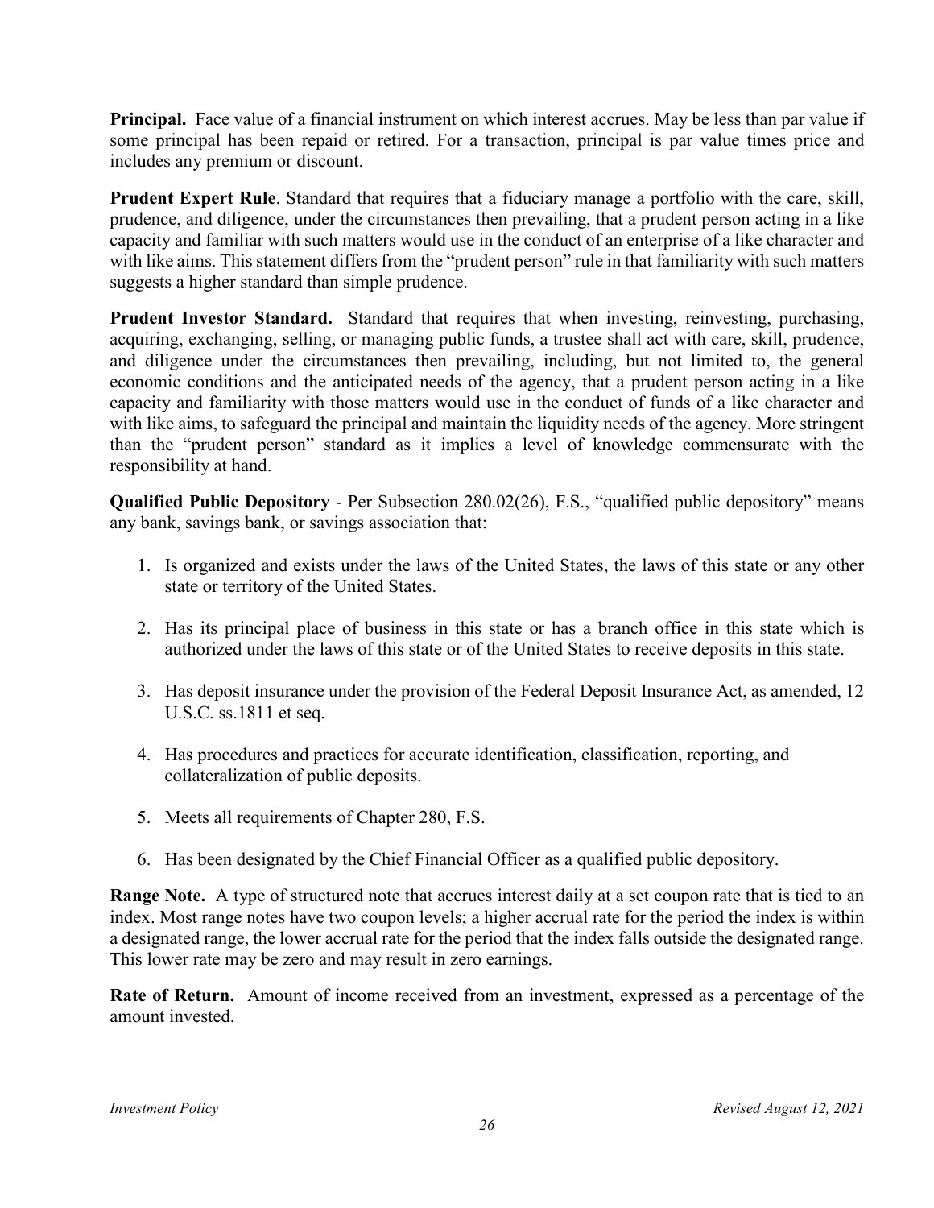**Principal.** Face value of a financial instrument on which interest accrues. May be less than par value if some principal has been repaid or retired. For a transaction, principal is par value times price and includes any premium or discount.

**Prudent Expert Rule**. Standard that requires that a fiduciary manage a portfolio with the care, skill, prudence, and diligence, under the circumstances then prevailing, that a prudent person acting in a like capacity and familiar with such matters would use in the conduct of an enterprise of a like character and with like aims. This statement differs from the "prudent person" rule in that familiarity with such matters suggests a higher standard than simple prudence.

**Prudent Investor Standard.** Standard that requires that when investing, reinvesting, purchasing, acquiring, exchanging, selling, or managing public funds, a trustee shall act with care, skill, prudence, and diligence under the circumstances then prevailing, including, but not limited to, the general economic conditions and the anticipated needs of the agency, that a prudent person acting in a like capacity and familiarity with those matters would use in the conduct of funds of a like character and with like aims, to safeguard the principal and maintain the liquidity needs of the agency. More stringent than the "prudent person" standard as it implies a level of knowledge commensurate with the responsibility at hand.

**Qualified Public Depository** - Per Subsection 280.02(26), F.S., "qualified public depository" means any bank, savings bank, or savings association that:

1. Is organized and exists under the laws of the United States, the laws of this state or any other state or territory of the United States.
2. Has its principal place of business in this state or has a branch office in this state which is authorized under the laws of this state or of the United States to receive deposits in this state.
3. Has deposit insurance under the provision of the Federal Deposit Insurance Act, as amended, 12 U.S.C. ss.1811 et seq.
4. Has procedures and practices for accurate identification, classification, reporting, and collateralization of public deposits.
5. Meets all requirements of Chapter 280, F.S.
6. Has been designated by the Chief Financial Officer as a qualified public depository.

**Range Note.** A type of structured note that accrues interest daily at a set coupon rate that is tied to an index. Most range notes have two coupon levels; a higher accrual rate for the period the index is within a designated range, the lower accrual rate for the period that the index falls outside the designated range. This lower rate may be zero and may result in zero earnings.

**Rate of Return.** Amount of income received from an investment, expressed as a percentage of the amount invested.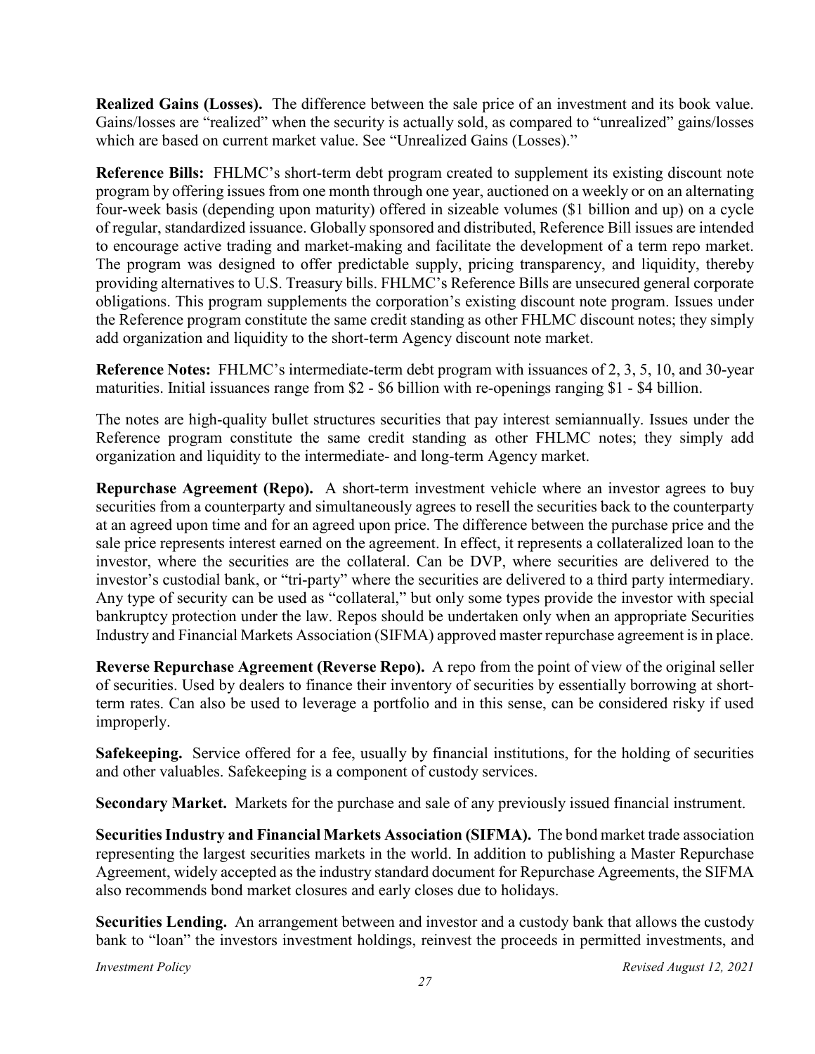**Realized Gains (Losses).** The difference between the sale price of an investment and its book value. Gains/losses are "realized" when the security is actually sold, as compared to "unrealized" gains/losses which are based on current market value. See "Unrealized Gains (Losses)."

**Reference Bills:** FHLMC's short-term debt program created to supplement its existing discount note program by offering issues from one month through one year, auctioned on a weekly or on an alternating four-week basis (depending upon maturity) offered in sizeable volumes ($1 billion and up) on a cycle of regular, standardized issuance. Globally sponsored and distributed, Reference Bill issues are intended to encourage active trading and market-making and facilitate the development of a term repo market. The program was designed to offer predictable supply, pricing transparency, and liquidity, thereby providing alternatives to U.S. Treasury bills. FHLMC's Reference Bills are unsecured general corporate obligations. This program supplements the corporation's existing discount note program. Issues under the Reference program constitute the same credit standing as other FHLMC discount notes; they simply add organization and liquidity to the short-term Agency discount note market.

**Reference Notes:** FHLMC's intermediate-term debt program with issuances of 2, 3, 5, 10, and 30-year maturities. Initial issuances range from $2 - $6 billion with re-openings ranging $1 - $4 billion.

The notes are high-quality bullet structures securities that pay interest semiannually. Issues under the Reference program constitute the same credit standing as other FHLMC notes; they simply add organization and liquidity to the intermediate- and long-term Agency market.

**Repurchase Agreement (Repo).** A short-term investment vehicle where an investor agrees to buy securities from a counterparty and simultaneously agrees to resell the securities back to the counterparty at an agreed upon time and for an agreed upon price. The difference between the purchase price and the sale price represents interest earned on the agreement. In effect, it represents a collateralized loan to the investor, where the securities are the collateral. Can be DVP, where securities are delivered to the investor's custodial bank, or "tri-party" where the securities are delivered to a third party intermediary. Any type of security can be used as "collateral," but only some types provide the investor with special bankruptcy protection under the law. Repos should be undertaken only when an appropriate Securities Industry and Financial Markets Association (SIFMA) approved master repurchase agreement is in place.

**Reverse Repurchase Agreement (Reverse Repo).** A repo from the point of view of the original seller of securities. Used by dealers to finance their inventory of securities by essentially borrowing at short-term rates. Can also be used to leverage a portfolio and in this sense, can be considered risky if used improperly.

**Safekeeping.** Service offered for a fee, usually by financial institutions, for the holding of securities and other valuables. Safekeeping is a component of custody services.

**Secondary Market.** Markets for the purchase and sale of any previously issued financial instrument.

**Securities Industry and Financial Markets Association (SIFMA).** The bond market trade association representing the largest securities markets in the world. In addition to publishing a Master Repurchase Agreement, widely accepted as the industry standard document for Repurchase Agreements, the SIFMA also recommends bond market closures and early closes due to holidays.

**Securities Lending.** An arrangement between and investor and a custody bank that allows the custody bank to "loan" the investors investment holdings, reinvest the proceeds in permitted investments, and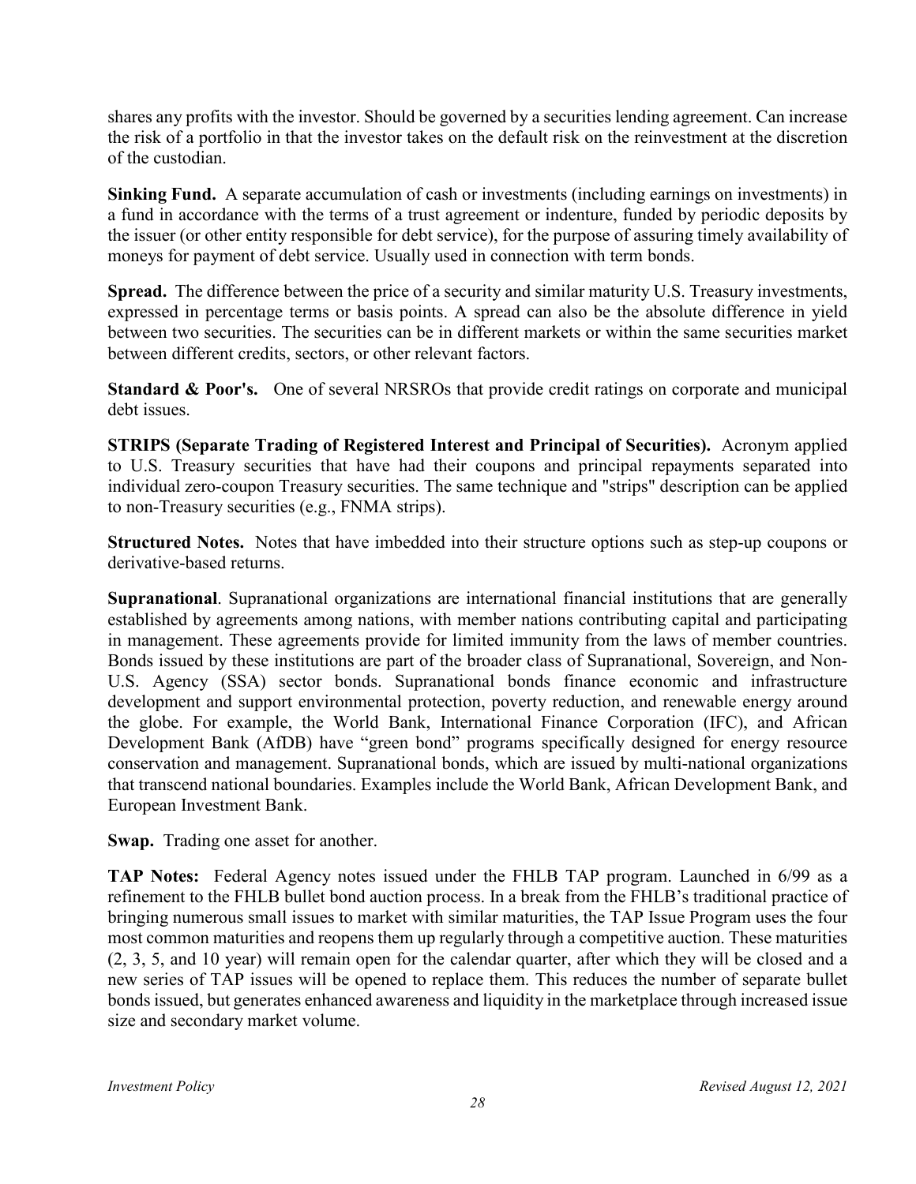shares any profits with the investor. Should be governed by a securities lending agreement. Can increase the risk of a portfolio in that the investor takes on the default risk on the reinvestment at the discretion of the custodian.

**Sinking Fund.** A separate accumulation of cash or investments (including earnings on investments) in a fund in accordance with the terms of a trust agreement or indenture, funded by periodic deposits by the issuer (or other entity responsible for debt service), for the purpose of assuring timely availability of moneys for payment of debt service. Usually used in connection with term bonds.

**Spread.** The difference between the price of a security and similar maturity U.S. Treasury investments, expressed in percentage terms or basis points. A spread can also be the absolute difference in yield between two securities. The securities can be in different markets or within the same securities market between different credits, sectors, or other relevant factors.

**Standard & Poor's.** One of several NRSROs that provide credit ratings on corporate and municipal debt issues.

**STRIPS (Separate Trading of Registered Interest and Principal of Securities).** Acronym applied to U.S. Treasury securities that have had their coupons and principal repayments separated into individual zero-coupon Treasury securities. The same technique and "strips" description can be applied to non-Treasury securities (e.g., FNMA strips).

**Structured Notes.** Notes that have imbedded into their structure options such as step-up coupons or derivative-based returns.

**Supranational**. Supranational organizations are international financial institutions that are generally established by agreements among nations, with member nations contributing capital and participating in management. These agreements provide for limited immunity from the laws of member countries. Bonds issued by these institutions are part of the broader class of Supranational, Sovereign, and Non-U.S. Agency (SSA) sector bonds. Supranational bonds finance economic and infrastructure development and support environmental protection, poverty reduction, and renewable energy around the globe. For example, the World Bank, International Finance Corporation (IFC), and African Development Bank (AfDB) have "green bond" programs specifically designed for energy resource conservation and management. Supranational bonds, which are issued by multi-national organizations that transcend national boundaries. Examples include the World Bank, African Development Bank, and European Investment Bank.

**Swap.** Trading one asset for another.

**TAP Notes:** Federal Agency notes issued under the FHLB TAP program. Launched in 6/99 as a refinement to the FHLB bullet bond auction process. In a break from the FHLB's traditional practice of bringing numerous small issues to market with similar maturities, the TAP Issue Program uses the four most common maturities and reopens them up regularly through a competitive auction. These maturities (2, 3, 5, and 10 year) will remain open for the calendar quarter, after which they will be closed and a new series of TAP issues will be opened to replace them. This reduces the number of separate bullet bonds issued, but generates enhanced awareness and liquidity in the marketplace through increased issue size and secondary market volume.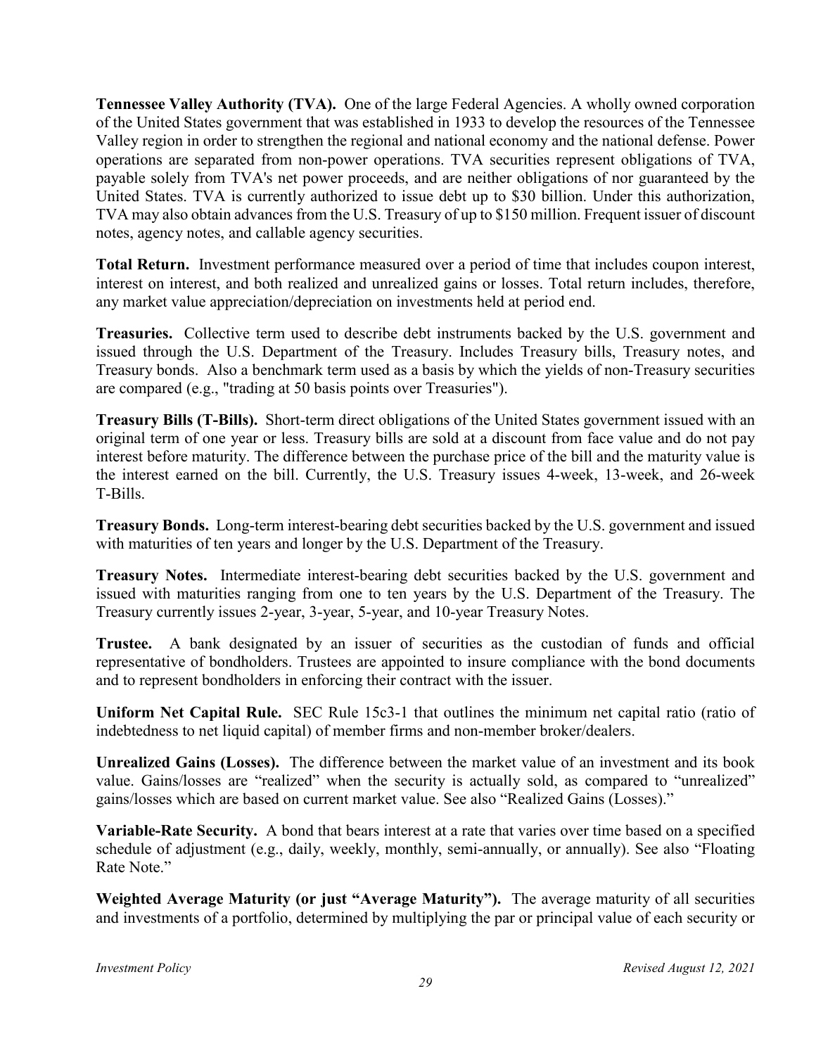**Tennessee Valley Authority (TVA).** One of the large Federal Agencies. A wholly owned corporation of the United States government that was established in 1933 to develop the resources of the Tennessee Valley region in order to strengthen the regional and national economy and the national defense. Power operations are separated from non-power operations. TVA securities represent obligations of TVA, payable solely from TVA's net power proceeds, and are neither obligations of nor guaranteed by the United States. TVA is currently authorized to issue debt up to $30 billion. Under this authorization, TVA may also obtain advances from the U.S. Treasury of up to $150 million. Frequent issuer of discount notes, agency notes, and callable agency securities.

**Total Return.** Investment performance measured over a period of time that includes coupon interest, interest on interest, and both realized and unrealized gains or losses. Total return includes, therefore, any market value appreciation/depreciation on investments held at period end.

**Treasuries.** Collective term used to describe debt instruments backed by the U.S. government and issued through the U.S. Department of the Treasury. Includes Treasury bills, Treasury notes, and Treasury bonds. Also a benchmark term used as a basis by which the yields of non-Treasury securities are compared (e.g., "trading at 50 basis points over Treasuries").

**Treasury Bills (T-Bills).** Short-term direct obligations of the United States government issued with an original term of one year or less. Treasury bills are sold at a discount from face value and do not pay interest before maturity. The difference between the purchase price of the bill and the maturity value is the interest earned on the bill. Currently, the U.S. Treasury issues 4-week, 13-week, and 26-week T-Bills.

**Treasury Bonds.** Long-term interest-bearing debt securities backed by the U.S. government and issued with maturities of ten years and longer by the U.S. Department of the Treasury.

**Treasury Notes.** Intermediate interest-bearing debt securities backed by the U.S. government and issued with maturities ranging from one to ten years by the U.S. Department of the Treasury. The Treasury currently issues 2-year, 3-year, 5-year, and 10-year Treasury Notes.

**Trustee.** A bank designated by an issuer of securities as the custodian of funds and official representative of bondholders. Trustees are appointed to insure compliance with the bond documents and to represent bondholders in enforcing their contract with the issuer.

**Uniform Net Capital Rule.** SEC Rule 15c3-1 that outlines the minimum net capital ratio (ratio of indebtedness to net liquid capital) of member firms and non-member broker/dealers.

**Unrealized Gains (Losses).** The difference between the market value of an investment and its book value. Gains/losses are "realized" when the security is actually sold, as compared to "unrealized" gains/losses which are based on current market value. See also "Realized Gains (Losses)."

**Variable-Rate Security.** A bond that bears interest at a rate that varies over time based on a specified schedule of adjustment (e.g., daily, weekly, monthly, semi-annually, or annually). See also "Floating Rate Note."

**Weighted Average Maturity (or just "Average Maturity").** The average maturity of all securities and investments of a portfolio, determined by multiplying the par or principal value of each security or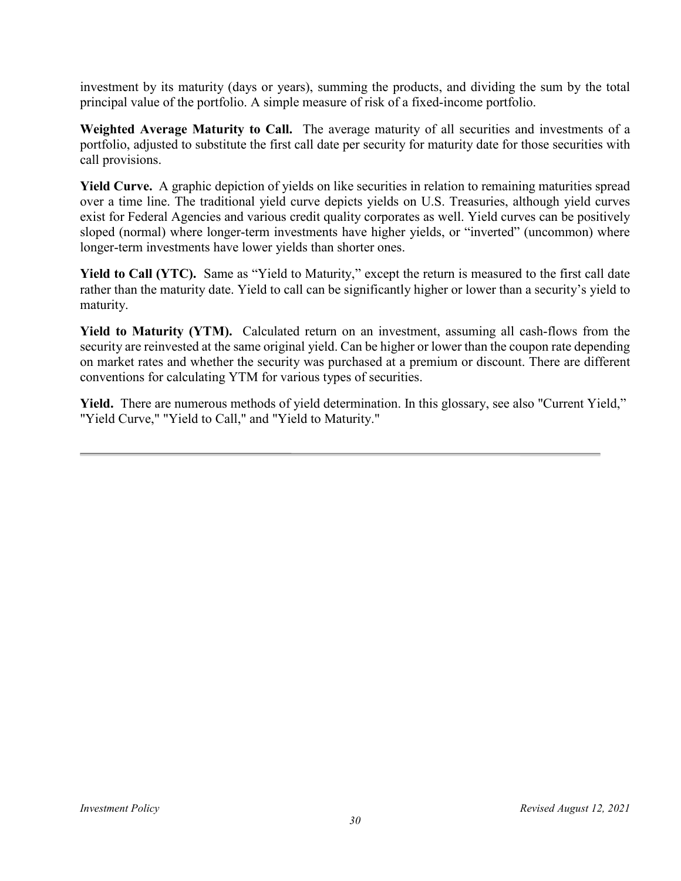investment by its maturity (days or years), summing the products, and dividing the sum by the total principal value of the portfolio. A simple measure of risk of a fixed-income portfolio.

**Weighted Average Maturity to Call.** The average maturity of all securities and investments of a portfolio, adjusted to substitute the first call date per security for maturity date for those securities with call provisions.

**Yield Curve.** A graphic depiction of yields on like securities in relation to remaining maturities spread over a time line. The traditional yield curve depicts yields on U.S. Treasuries, although yield curves exist for Federal Agencies and various credit quality corporates as well. Yield curves can be positively sloped (normal) where longer-term investments have higher yields, or "inverted" (uncommon) where longer-term investments have lower yields than shorter ones.

**Yield to Call (YTC).** Same as "Yield to Maturity," except the return is measured to the first call date rather than the maturity date. Yield to call can be significantly higher or lower than a security's yield to maturity.

**Yield to Maturity (YTM).** Calculated return on an investment, assuming all cash-flows from the security are reinvested at the same original yield. Can be higher or lower than the coupon rate depending on market rates and whether the security was purchased at a premium or discount. There are different conventions for calculating YTM for various types of securities.

**Yield.** There are numerous methods of yield determination. In this glossary, see also "Current Yield," "Yield Curve," "Yield to Call," and "Yield to Maturity."

---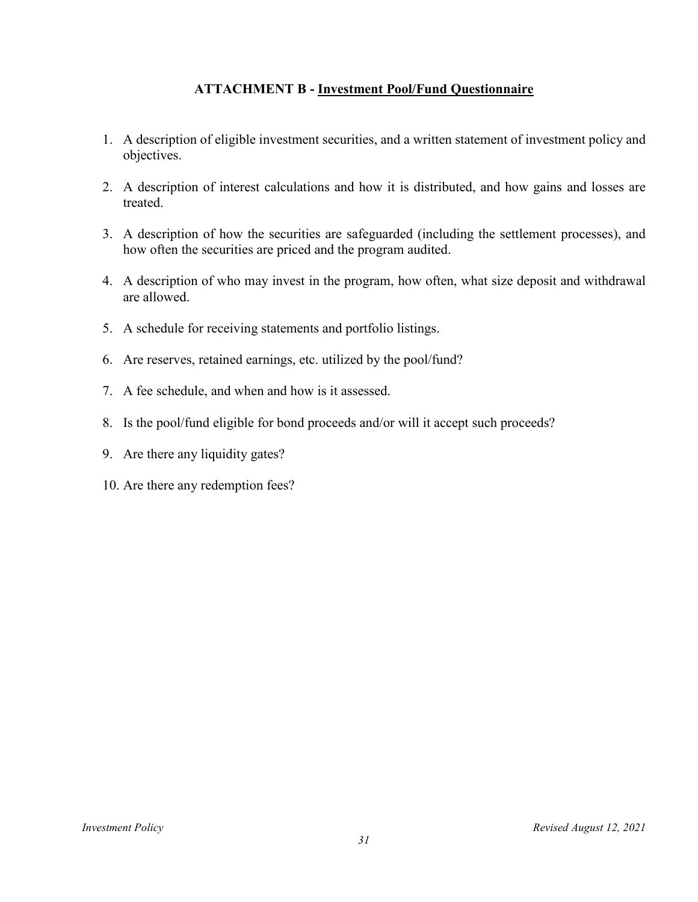## ATTACHMENT B - Investment Pool/Fund Questionnaire

1. A description of eligible investment securities, and a written statement of investment policy and objectives.
2. A description of interest calculations and how it is distributed, and how gains and losses are treated.
3. A description of how the securities are safeguarded (including the settlement processes), and how often the securities are priced and the program audited.
4. A description of who may invest in the program, how often, what size deposit and withdrawal are allowed.
5. A schedule for receiving statements and portfolio listings.
6. Are reserves, retained earnings, etc. utilized by the pool/fund?
7. A fee schedule, and when and how is it assessed.
8. Is the pool/fund eligible for bond proceeds and/or will it accept such proceeds?
9. Are there any liquidity gates?
10. Are there any redemption fees?